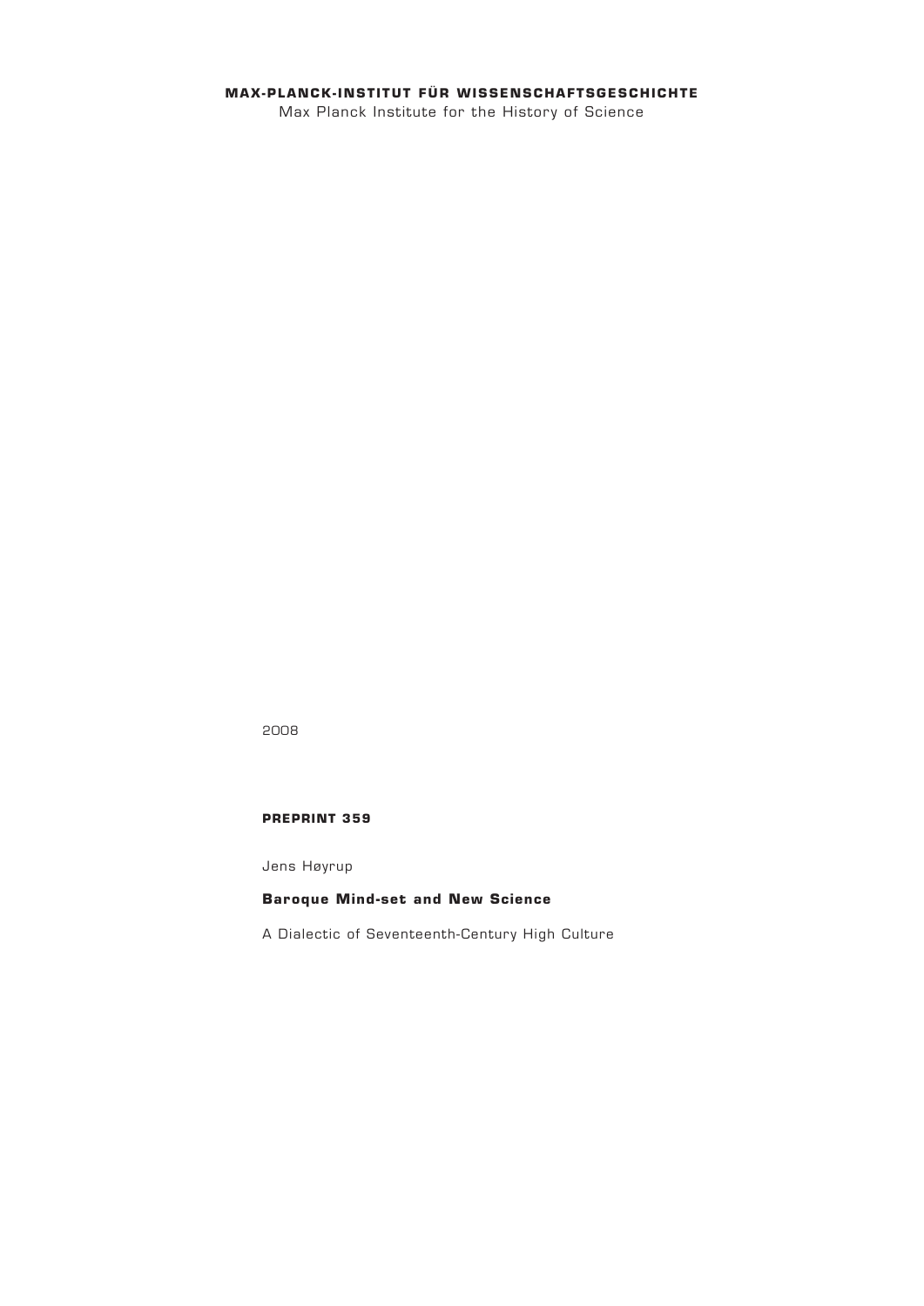**MAX-PLANCK-INSTITUT FÜR WISSENSCHAFTSGESCHICHTE**

Max Planck Institute for the History of Science

2008

**PREPRINT 359**

Jens Høyrup

# Baroque Mind-set and New Science

A Dialectic of Seventeenth-Century High Culture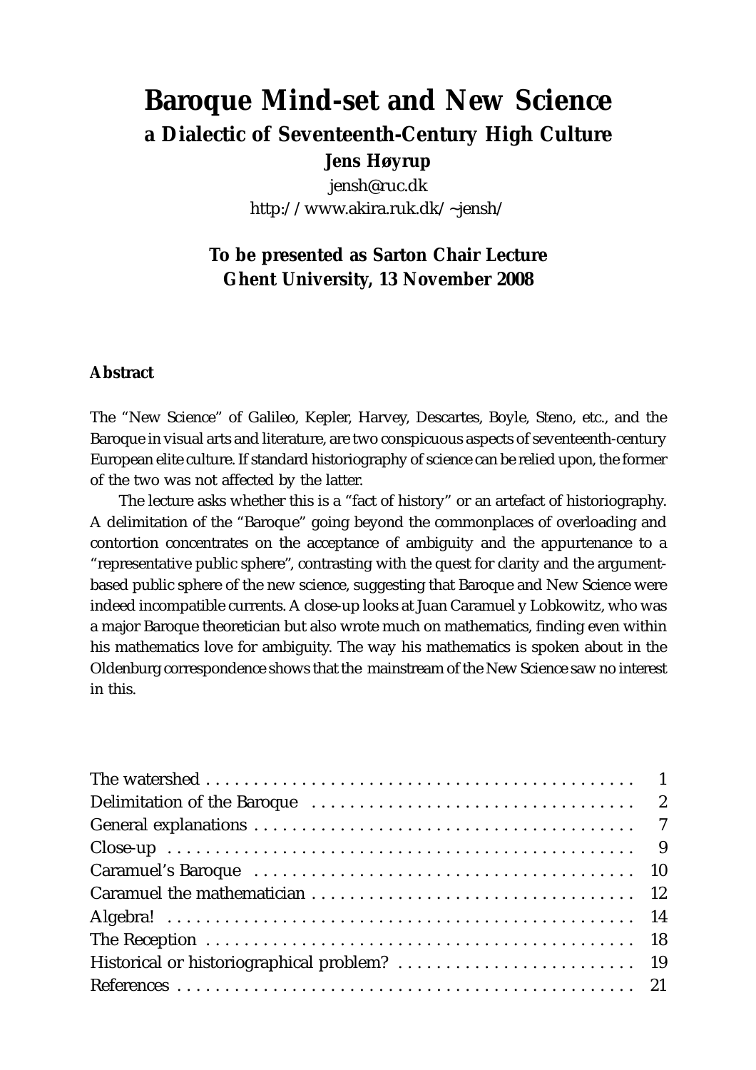# Baroque Mind-set and New Science

## a Dialectic of Seventeenth-Century High Culture

**Jens Høyrup**

jensh@ruc.dk

http://www.akira.ruk.dk/~jensh/

**To be presented as Sarton Chair Lecture**
**Ghent University, 13 November 2008**

#### Abstract

The "New Science" of Galileo, Kepler, Harvey, Descartes, Boyle, Steno, etc., and the Baroque in visual arts and literature, are two conspicuous aspects of seventeenth-century European elite culture. If standard historiography of science can be relied upon, the former of the two was not affected by the latter.

The lecture asks whether this is a "fact of history" or an artefact of historiography. A delimitation of the "Baroque" going beyond the commonplaces of overloading and contortion concentrates on the acceptance of ambiguity and the appurtenance to a "representative public sphere", contrasting with the quest for clarity and the argument-based public sphere of the new science, suggesting that Baroque and New Science were indeed incompatible currents. A close-up looks at Juan Caramuel y Lobkowitz, who was a major Baroque theoretician but also wrote much on mathematics, finding even within his mathematics love for ambiguity. The way his mathematics is spoken about in the Oldenburg correspondence shows that the mainstream of the New Science saw no interest in this.

| | |
|---|---|
| The watershed | 1 |
| Delimitation of the Baroque | 2 |
| General explanations | 7 |
| Close-up | 9 |
| Caramuel's Baroque | 10 |
| Caramuel the mathematician | 12 |
| Algebra! | 14 |
| The Reception | 18 |
| Historical or historiographical problem? | 19 |
| References | 21 |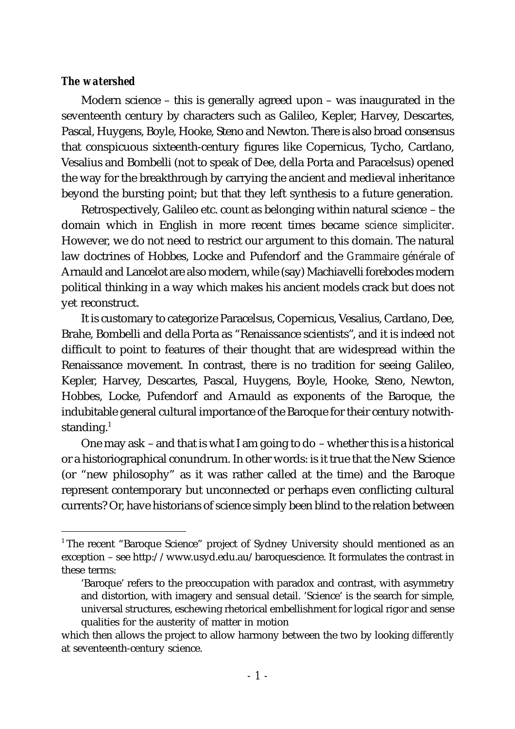### *The watershed*

Modern science – this is generally agreed upon – was inaugurated in the seventeenth century by characters such as Galileo, Kepler, Harvey, Descartes, Pascal, Huygens, Boyle, Hooke, Steno and Newton. There is also broad consensus that conspicuous sixteenth-century figures like Copernicus, Tycho, Cardano, Vesalius and Bombelli (not to speak of Dee, della Porta and Paracelsus) opened the way for the breakthrough by carrying the ancient and medieval inheritance beyond the bursting point; but that they left synthesis to a future generation.

Retrospectively, Galileo etc. count as belonging within natural science – the domain which in English in more recent times became *science simpliciter*. However, we do not need to restrict our argument to this domain. The natural law doctrines of Hobbes, Locke and Pufendorf and the *Grammaire générale* of Arnauld and Lancelot are also modern, while (say) Machiavelli forebodes modern political thinking in a way which makes his ancient models crack but does not yet reconstruct.

It is customary to categorize Paracelsus, Copernicus, Vesalius, Cardano, Dee, Brahe, Bombelli and della Porta as "Renaissance scientists", and it is indeed not difficult to point to features of their thought that are widespread within the Renaissance movement. In contrast, there is no tradition for seeing Galileo, Kepler, Harvey, Descartes, Pascal, Huygens, Boyle, Hooke, Steno, Newton, Hobbes, Locke, Pufendorf and Arnauld as exponents of the Baroque, the indubitable general cultural importance of the Baroque for their century notwithstanding.[1]

One may ask – and that is what I am going to do – whether this is a historical or a historiographical conundrum. In other words: is it true that the New Science (or "new philosophy" as it was rather called at the time) and the Baroque represent contemporary but unconnected or perhaps even conflicting cultural currents? Or, have historians of science simply been blind to the relation between

---

[1] The recent "Baroque Science" project of Sydney University should mentioned as an exception – see http://www.usyd.edu.au/baroquescience. It formulates the contrast in these terms:

> 'Baroque' refers to the preoccupation with paradox and contrast, with asymmetry and distortion, with imagery and sensual detail. 'Science' is the search for simple, universal structures, eschewing rhetorical embellishment for logical rigor and sense qualities for the austerity of matter in motion

which then allows the project to allow harmony between the two by looking *differently* at seventeenth-century science.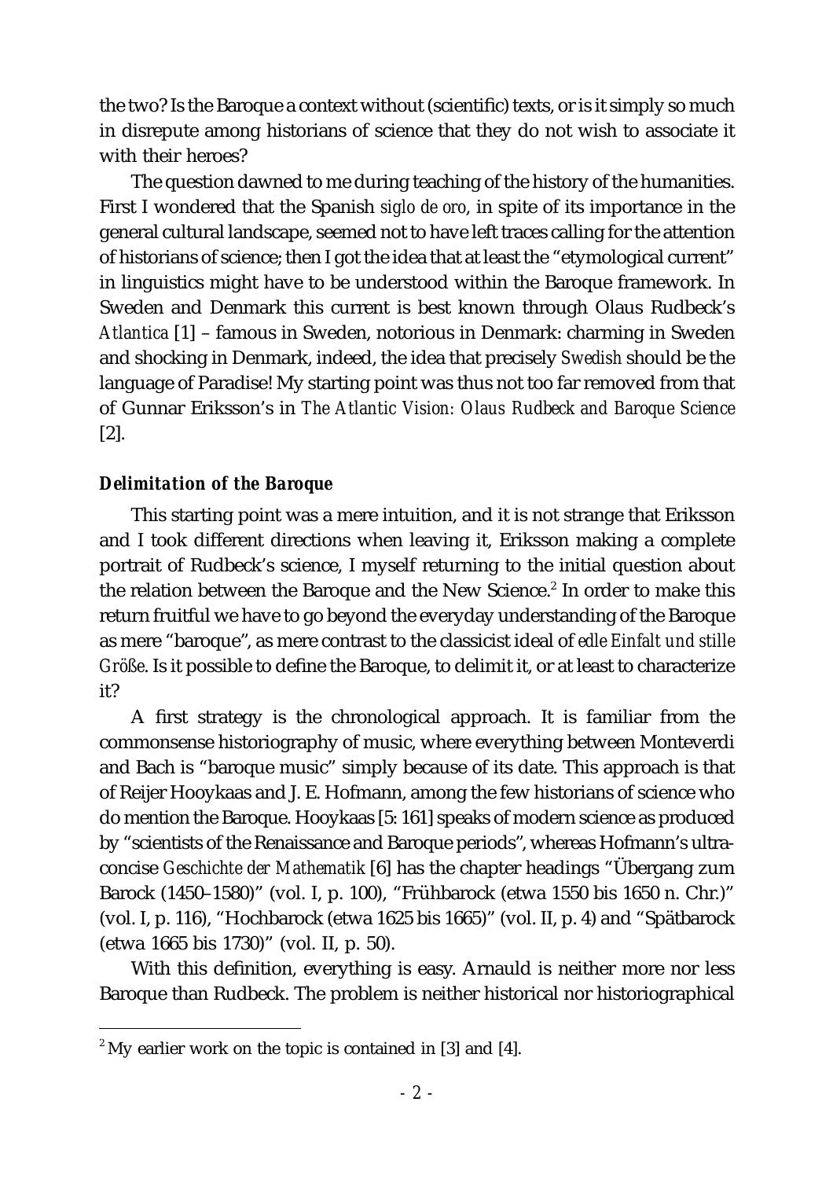the two? Is the Baroque a context without (scientific) texts, or is it simply so much in disrepute among historians of science that they do not wish to associate it with their heroes?

The question dawned to me during teaching of the history of the humanities. First I wondered that the Spanish *siglo de oro*, in spite of its importance in the general cultural landscape, seemed not to have left traces calling for the attention of historians of science; then I got the idea that at least the "etymological current" in linguistics might have to be understood within the Baroque framework. In Sweden and Denmark this current is best known through Olaus Rudbeck's *Atlantica* [1] – famous in Sweden, notorious in Denmark: charming in Sweden and shocking in Denmark, indeed, the idea that precisely *Swedish* should be the language of Paradise! My starting point was thus not too far removed from that of Gunnar Eriksson's in *The Atlantic Vision: Olaus Rudbeck and Baroque Science* [2].

### *Delimitation of the Baroque*

This starting point was a mere intuition, and it is not strange that Eriksson and I took different directions when leaving it, Eriksson making a complete portrait of Rudbeck's science, I myself returning to the initial question about the relation between the Baroque and the New Science.[2] In order to make this return fruitful we have to go beyond the everyday understanding of the Baroque as mere "baroque", as mere contrast to the classicist ideal of *edle Einfalt und stille Größe*. Is it possible to define the Baroque, to delimit it, or at least to characterize it?

A first strategy is the chronological approach. It is familiar from the commonsense historiography of music, where everything between Monteverdi and Bach is "baroque music" simply because of its date. This approach is that of Reijer Hooykaas and J. E. Hofmann, among the few historians of science who do mention the Baroque. Hooykaas [5: 161] speaks of modern science as produced by "scientists of the Renaissance and Baroque periods", whereas Hofmann's ultra-concise *Geschichte der Mathematik* [6] has the chapter headings "Übergang zum Barock (1450–1580)" (vol. I, p. 100), "Frühbarock (etwa 1550 bis 1650 n. Chr.)" (vol. I, p. 116), "Hochbarock (etwa 1625 bis 1665)" (vol. II, p. 4) and "Spätbarock (etwa 1665 bis 1730)" (vol. II, p. 50).

With this definition, everything is easy. Arnauld is neither more nor less Baroque than Rudbeck. The problem is neither historical nor historiographical

[2] My earlier work on the topic is contained in [3] and [4].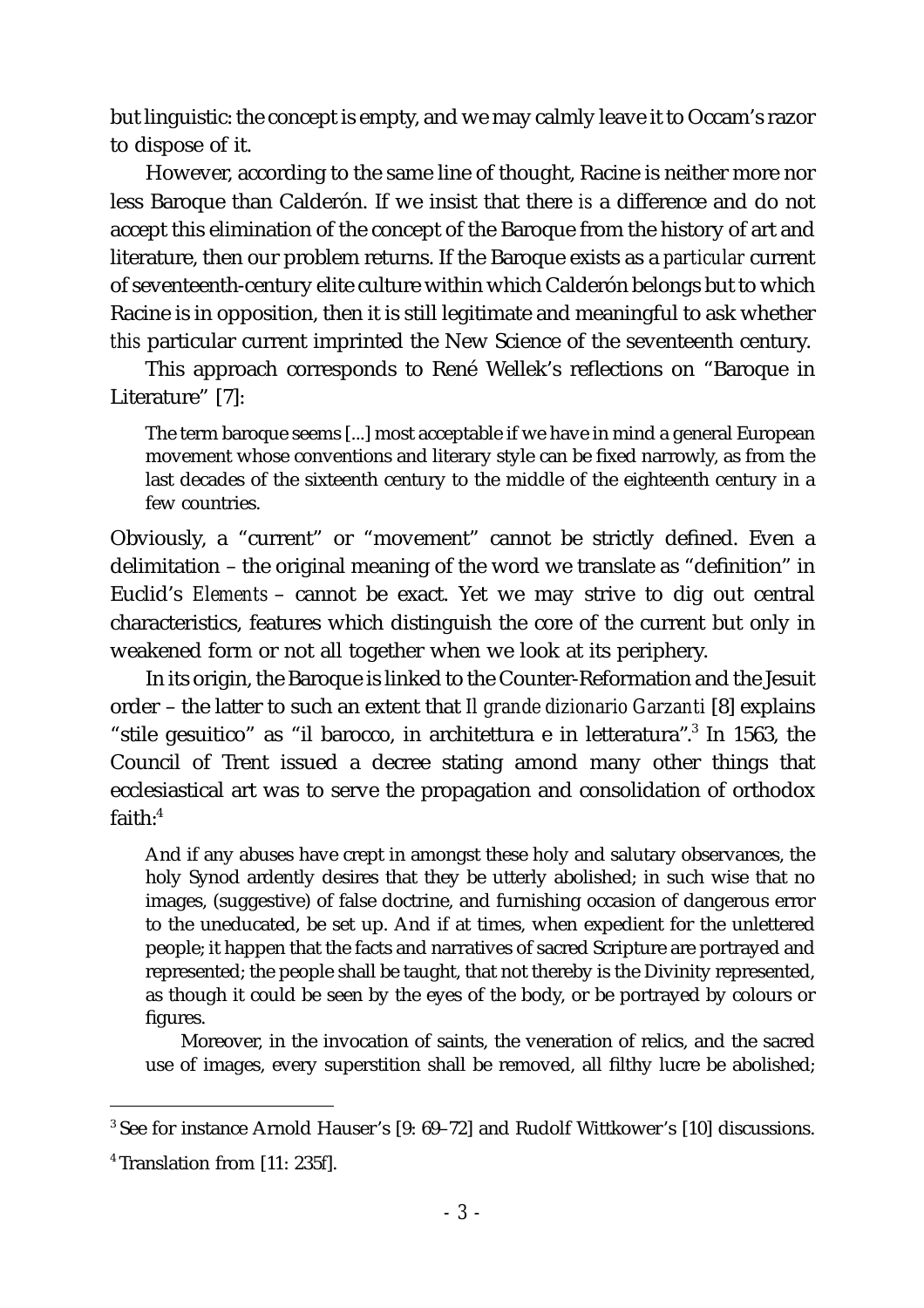but linguistic: the concept is empty, and we may calmly leave it to Occam's razor to dispose of it.

However, according to the same line of thought, Racine is neither more nor less Baroque than Calderón. If we insist that there *is* a difference and do not accept this elimination of the concept of the Baroque from the history of art and literature, then our problem returns. If the Baroque exists as a *particular* current of seventeenth-century elite culture within which Calderón belongs but to which Racine is in opposition, then it is still legitimate and meaningful to ask whether *this* particular current imprinted the New Science of the seventeenth century.

This approach corresponds to René Wellek's reflections on "Baroque in Literature" [7]:

> The term baroque seems [...] most acceptable if we have in mind a general European movement whose conventions and literary style can be fixed narrowly, as from the last decades of the sixteenth century to the middle of the eighteenth century in a few countries.

Obviously, a "current" or "movement" cannot be strictly defined. Even a delimitation – the original meaning of the word we translate as "definition" in Euclid's *Elements* – cannot be exact. Yet we may strive to dig out central characteristics, features which distinguish the core of the current but only in weakened form or not all together when we look at its periphery.

In its origin, the Baroque is linked to the Counter-Reformation and the Jesuit order – the latter to such an extent that *Il grande dizionario Garzanti* [8] explains "stile gesuitico" as "il barocco, in architettura e in letteratura".[3] In 1563, the Council of Trent issued a decree stating amond many other things that ecclesiastical art was to serve the propagation and consolidation of orthodox faith:[4]

> And if any abuses have crept in amongst these holy and salutary observances, the holy Synod ardently desires that they be utterly abolished; in such wise that no images, (suggestive) of false doctrine, and furnishing occasion of dangerous error to the uneducated, be set up. And if at times, when expedient for the unlettered people; it happen that the facts and narratives of sacred Scripture are portrayed and represented; the people shall be taught, that not thereby is the Divinity represented, as though it could be seen by the eyes of the body, or be portrayed by colours or figures.
>
> Moreover, in the invocation of saints, the veneration of relics, and the sacred use of images, every superstition shall be removed, all filthy lucre be abolished;

---

[3] See for instance Arnold Hauser's [9: 69–72] and Rudolf Wittkower's [10] discussions.

[4] Translation from [11: 235f].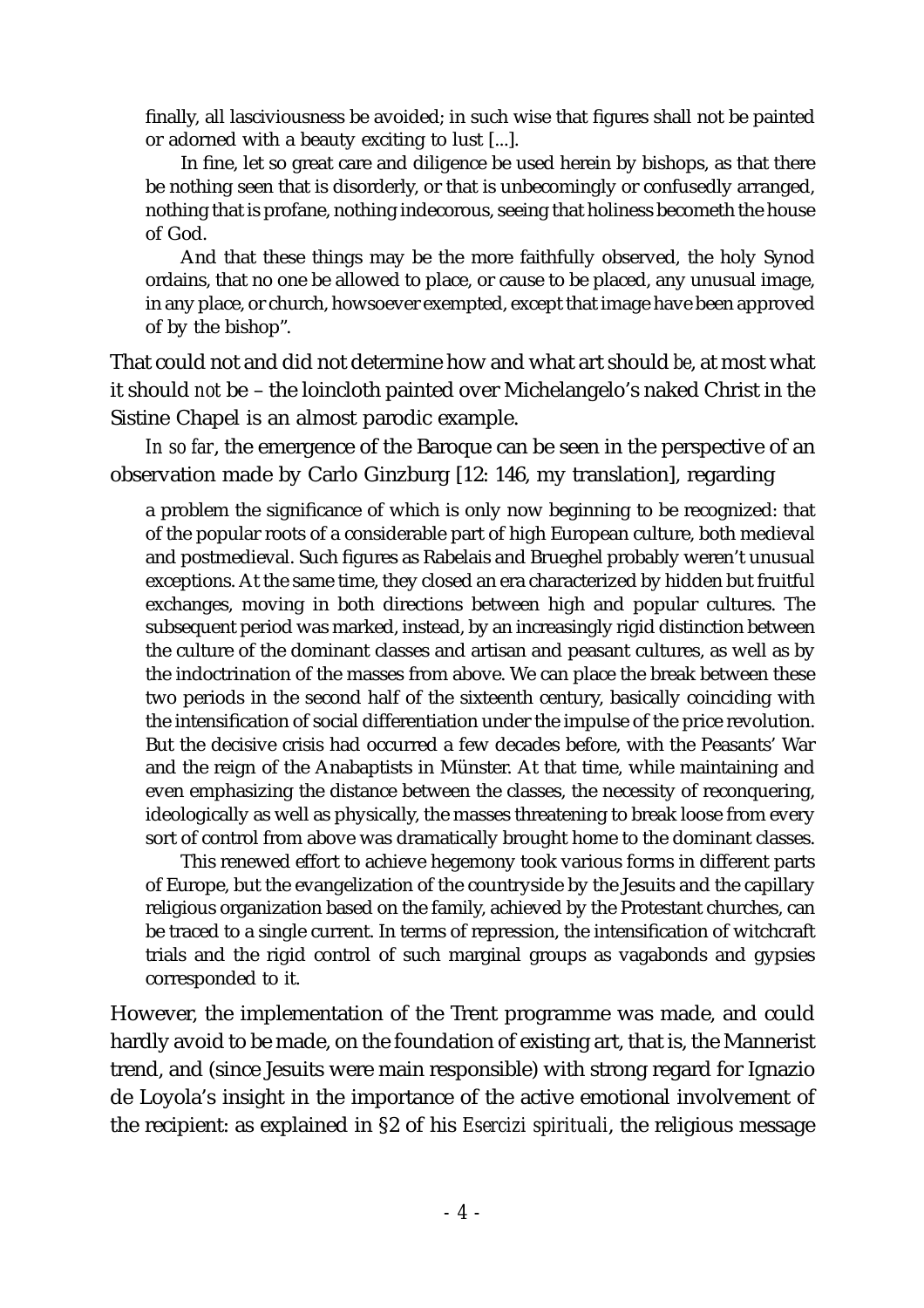> finally, all lasciviousness be avoided; in such wise that figures shall not be painted or adorned with a beauty exciting to lust [...].
>
> In fine, let so great care and diligence be used herein by bishops, as that there be nothing seen that is disorderly, or that is unbecomingly or confusedly arranged, nothing that is profane, nothing indecorous, seeing that holiness becometh the house of God.
>
> And that these things may be the more faithfully observed, the holy Synod ordains, that no one be allowed to place, or cause to be placed, any unusual image, in any place, or church, howsoever exempted, except that image have been approved of by the bishop".

That could not and did not determine how and what art should *be*, at most what it should *not* be – the loincloth painted over Michelangelo's naked Christ in the Sistine Chapel is an almost parodic example.

*In so far*, the emergence of the Baroque can be seen in the perspective of an observation made by Carlo Ginzburg [12: 146, my translation], regarding

> a problem the significance of which is only now beginning to be recognized: that of the popular roots of a considerable part of high European culture, both medieval and postmedieval. Such figures as Rabelais and Brueghel probably weren't unusual exceptions. At the same time, they closed an era characterized by hidden but fruitful exchanges, moving in both directions between high and popular cultures. The subsequent period was marked, instead, by an increasingly rigid distinction between the culture of the dominant classes and artisan and peasant cultures, as well as by the indoctrination of the masses from above. We can place the break between these two periods in the second half of the sixteenth century, basically coinciding with the intensification of social differentiation under the impulse of the price revolution. But the decisive crisis had occurred a few decades before, with the Peasants' War and the reign of the Anabaptists in Münster. At that time, while maintaining and even emphasizing the distance between the classes, the necessity of reconquering, ideologically as well as physically, the masses threatening to break loose from every sort of control from above was dramatically brought home to the dominant classes.
>
> This renewed effort to achieve hegemony took various forms in different parts of Europe, but the evangelization of the countryside by the Jesuits and the capillary religious organization based on the family, achieved by the Protestant churches, can be traced to a single current. In terms of repression, the intensification of witchcraft trials and the rigid control of such marginal groups as vagabonds and gypsies corresponded to it.

However, the implementation of the Trent programme was made, and could hardly avoid to be made, on the foundation of existing art, that is, the Mannerist trend, and (since Jesuits were main responsible) with strong regard for Ignazio de Loyola's insight in the importance of the active emotional involvement of the recipient: as explained in §2 of his *Esercizi spirituali*, the religious message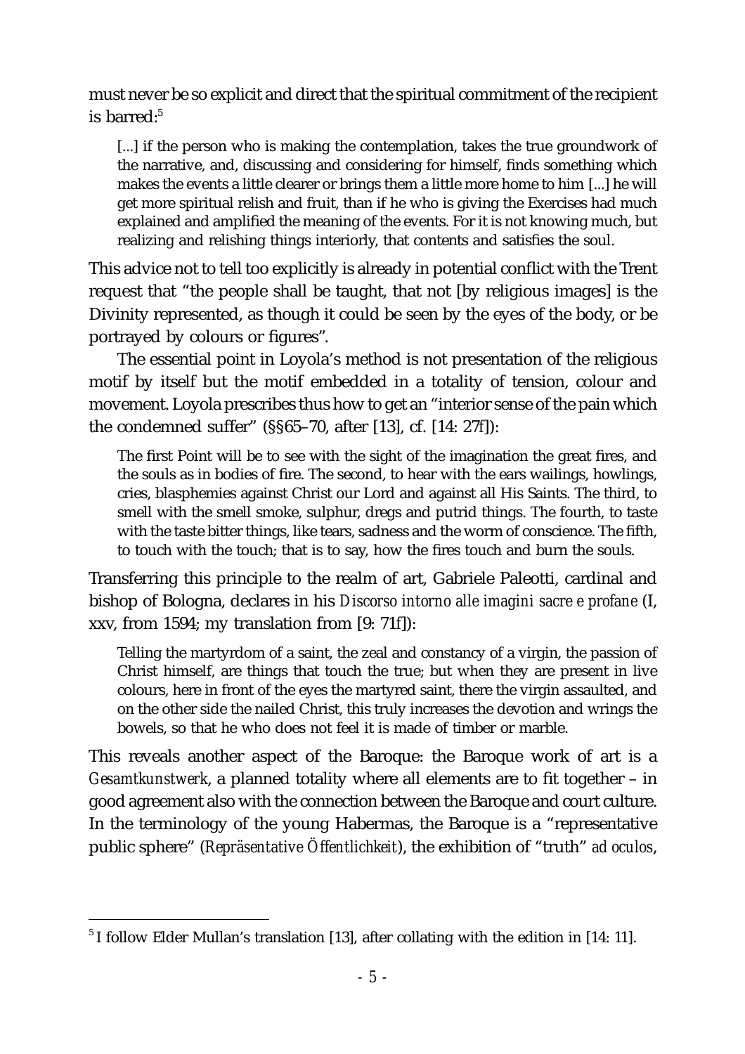must never be so explicit and direct that the spiritual commitment of the recipient is barred:[5]

> [...] if the person who is making the contemplation, takes the true groundwork of the narrative, and, discussing and considering for himself, finds something which makes the events a little clearer or brings them a little more home to him [...] he will get more spiritual relish and fruit, than if he who is giving the Exercises had much explained and amplified the meaning of the events. For it is not knowing much, but realizing and relishing things interiorly, that contents and satisfies the soul.

This advice not to tell too explicitly is already in potential conflict with the Trent request that "the people shall be taught, that not [by religious images] is the Divinity represented, as though it could be seen by the eyes of the body, or be portrayed by colours or figures".

The essential point in Loyola's method is not presentation of the religious motif by itself but the motif embedded in a totality of tension, colour and movement. Loyola prescribes thus how to get an "interior sense of the pain which the condemned suffer" (§§65–70, after [13], cf. [14: 27f]):

> The first Point will be to see with the sight of the imagination the great fires, and the souls as in bodies of fire. The second, to hear with the ears wailings, howlings, cries, blasphemies against Christ our Lord and against all His Saints. The third, to smell with the smell smoke, sulphur, dregs and putrid things. The fourth, to taste with the taste bitter things, like tears, sadness and the worm of conscience. The fifth, to touch with the touch; that is to say, how the fires touch and burn the souls.

Transferring this principle to the realm of art, Gabriele Paleotti, cardinal and bishop of Bologna, declares in his *Discorso intorno alle imagini sacre e profane* (I, xxv, from 1594; my translation from [9: 71f]):

> Telling the martyrdom of a saint, the zeal and constancy of a virgin, the passion of Christ himself, are things that touch the true; but when they are present in live colours, here in front of the eyes the martyred saint, there the virgin assaulted, and on the other side the nailed Christ, this truly increases the devotion and wrings the bowels, so that he who does not feel it is made of timber or marble.

This reveals another aspect of the Baroque: the Baroque work of art is a *Gesamtkunstwerk*, a planned totality where all elements are to fit together – in good agreement also with the connection between the Baroque and court culture. In the terminology of the young Habermas, the Baroque is a "representative public sphere" (*Repräsentative Öffentlichkeit*), the exhibition of "truth" *ad oculos*,

[5] I follow Elder Mullan's translation [13], after collating with the edition in [14: 11].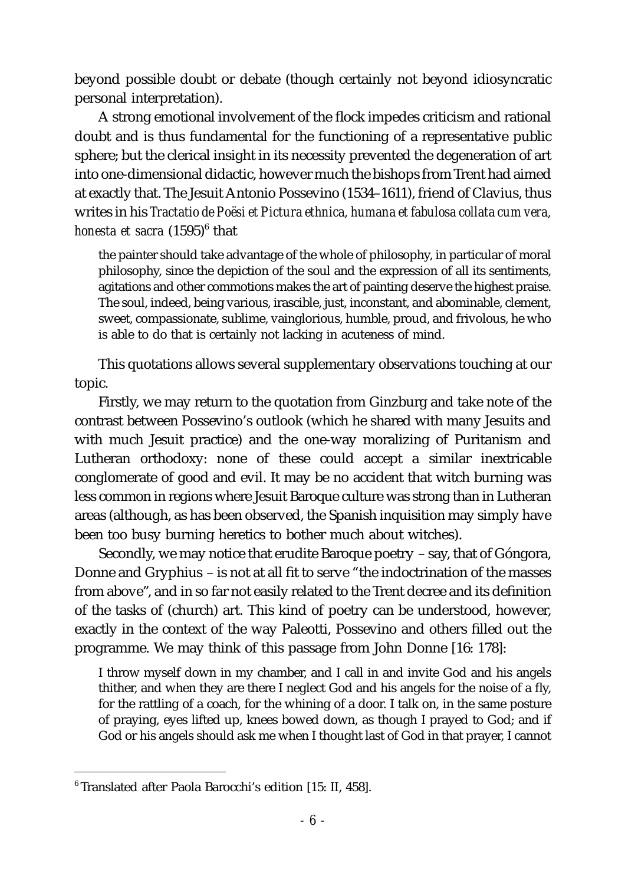beyond possible doubt or debate (though certainly not beyond idiosyncratic personal interpretation).

A strong emotional involvement of the flock impedes criticism and rational doubt and is thus fundamental for the functioning of a representative public sphere; but the clerical insight in its necessity prevented the degeneration of art into one-dimensional didactic, however much the bishops from Trent had aimed at exactly that. The Jesuit Antonio Possevino (1534–1611), friend of Clavius, thus writes in his *Tractatio de Poësi et Pictura ethnica, humana et fabulosa collata cum vera, honesta et sacra* (1595)[6] that

> the painter should take advantage of the whole of philosophy, in particular of moral philosophy, since the depiction of the soul and the expression of all its sentiments, agitations and other commotions makes the art of painting deserve the highest praise. The soul, indeed, being various, irascible, just, inconstant, and abominable, clement, sweet, compassionate, sublime, vainglorious, humble, proud, and frivolous, he who is able to do that is certainly not lacking in acuteness of mind.

This quotations allows several supplementary observations touching at our topic.

Firstly, we may return to the quotation from Ginzburg and take note of the contrast between Possevino's outlook (which he shared with many Jesuits and with much Jesuit practice) and the one-way moralizing of Puritanism and Lutheran orthodoxy: none of these could accept a similar inextricable conglomerate of good and evil. It may be no accident that witch burning was less common in regions where Jesuit Baroque culture was strong than in Lutheran areas (although, as has been observed, the Spanish inquisition may simply have been too busy burning heretics to bother much about witches).

Secondly, we may notice that erudite Baroque poetry – say, that of Góngora, Donne and Gryphius – is not at all fit to serve "the indoctrination of the masses from above", and in so far not easily related to the Trent decree and its definition of the tasks of (church) art. This kind of poetry can be understood, however, exactly in the context of the way Paleotti, Possevino and others filled out the programme. We may think of this passage from John Donne [16: 178]:

> I throw myself down in my chamber, and I call in and invite God and his angels thither, and when they are there I neglect God and his angels for the noise of a fly, for the rattling of a coach, for the whining of a door. I talk on, in the same posture of praying, eyes lifted up, knees bowed down, as though I prayed to God; and if God or his angels should ask me when I thought last of God in that prayer, I cannot

[6] Translated after Paola Barocchi's edition [15: II, 458].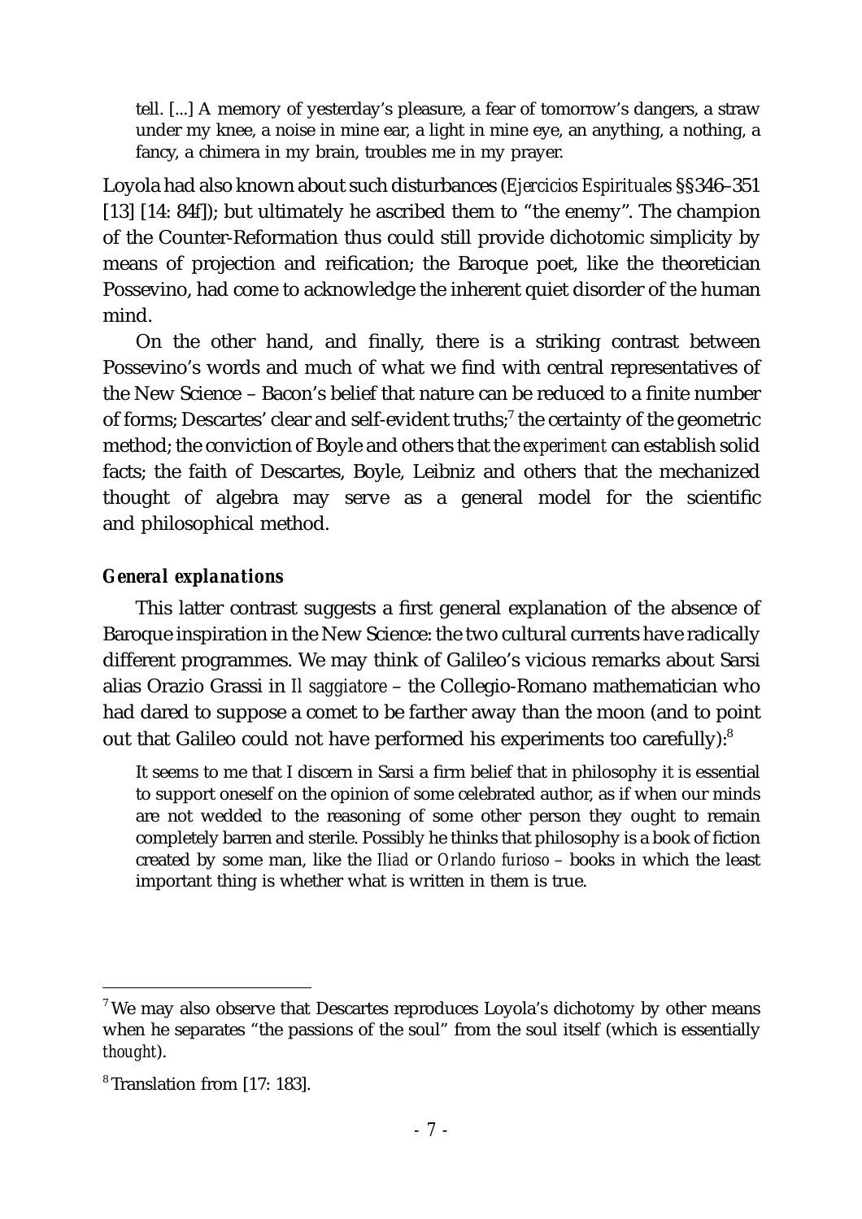> tell. [...] A memory of yesterday's pleasure, a fear of tomorrow's dangers, a straw under my knee, a noise in mine ear, a light in mine eye, an anything, a nothing, a fancy, a chimera in my brain, troubles me in my prayer.

Loyola had also known about such disturbances (*Ejercicios Espirituales* §§346–351 [13] [14: 84f]); but ultimately he ascribed them to "the enemy". The champion of the Counter-Reformation thus could still provide dichotomic simplicity by means of projection and reification; the Baroque poet, like the theoretician Possevino, had come to acknowledge the inherent quiet disorder of the human mind.

On the other hand, and finally, there is a striking contrast between Possevino's words and much of what we find with central representatives of the New Science – Bacon's belief that nature can be reduced to a finite number of forms; Descartes' clear and self-evident truths;[7] the certainty of the geometric method; the conviction of Boyle and others that the *experiment* can establish solid facts; the faith of Descartes, Boyle, Leibniz and others that the mechanized thought of algebra may serve as a general model for the scientific and philosophical method.

### *General explanations*

This latter contrast suggests a first general explanation of the absence of Baroque inspiration in the New Science: the two cultural currents have radically different programmes. We may think of Galileo's vicious remarks about Sarsi alias Orazio Grassi in *Il saggiatore* – the Collegio-Romano mathematician who had dared to suppose a comet to be farther away than the moon (and to point out that Galileo could not have performed his experiments too carefully):[8]

> It seems to me that I discern in Sarsi a firm belief that in philosophy it is essential to support oneself on the opinion of some celebrated author, as if when our minds are not wedded to the reasoning of some other person they ought to remain completely barren and sterile. Possibly he thinks that philosophy is a book of fiction created by some man, like the *Iliad* or *Orlando furioso* – books in which the least important thing is whether what is written in them is true.

[7] We may also observe that Descartes reproduces Loyola's dichotomy by other means when he separates "the passions of the soul" from the soul itself (which is essentially *thought*).

[8] Translation from [17: 183].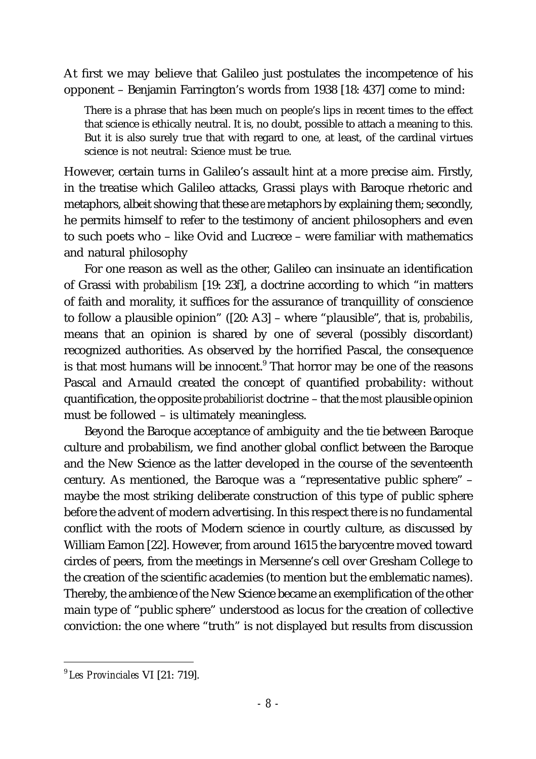At first we may believe that Galileo just postulates the incompetence of his opponent – Benjamin Farrington's words from 1938 [18: 437] come to mind:

> There is a phrase that has been much on people's lips in recent times to the effect that science is ethically neutral. It is, no doubt, possible to attach a meaning to this. But it is also surely true that with regard to one, at least, of the cardinal virtues science is not neutral: Science must be true.

However, certain turns in Galileo's assault hint at a more precise aim. Firstly, in the treatise which Galileo attacks, Grassi plays with Baroque rhetoric and metaphors, albeit showing that these *are* metaphors by explaining them; secondly, he permits himself to refer to the testimony of ancient philosophers and even to such poets who – like Ovid and Lucrece – were familiar with mathematics and natural philosophy

For one reason as well as the other, Galileo can insinuate an identification of Grassi with *probabilism* [19: 23f], a doctrine according to which "in matters of faith and morality, it suffices for the assurance of tranquillity of conscience to follow a plausible opinion" ([20: A3] – where "plausible", that is, *probabilis*, means that an opinion is shared by one of several (possibly discordant) recognized authorities. As observed by the horrified Pascal, the consequence is that most humans will be innocent.[9] That horror may be one of the reasons Pascal and Arnauld created the concept of quantified probability: without quantification, the opposite *probabiliorist* doctrine – that the *most* plausible opinion must be followed – is ultimately meaningless.

Beyond the Baroque acceptance of ambiguity and the tie between Baroque culture and probabilism, we find another global conflict between the Baroque and the New Science as the latter developed in the course of the seventeenth century. As mentioned, the Baroque was a "representative public sphere" – maybe the most striking deliberate construction of this type of public sphere before the advent of modern advertising. In this respect there is no fundamental conflict with the roots of Modern science in courtly culture, as discussed by William Eamon [22]. However, from around 1615 the barycentre moved toward circles of peers, from the meetings in Mersenne's cell over Gresham College to the creation of the scientific academies (to mention but the emblematic names). Thereby, the ambience of the New Science became an exemplification of the other main type of "public sphere" understood as locus for the creation of collective conviction: the one where "truth" is not displayed but results from discussion

---

[9] *Les Provinciales* VI [21: 719].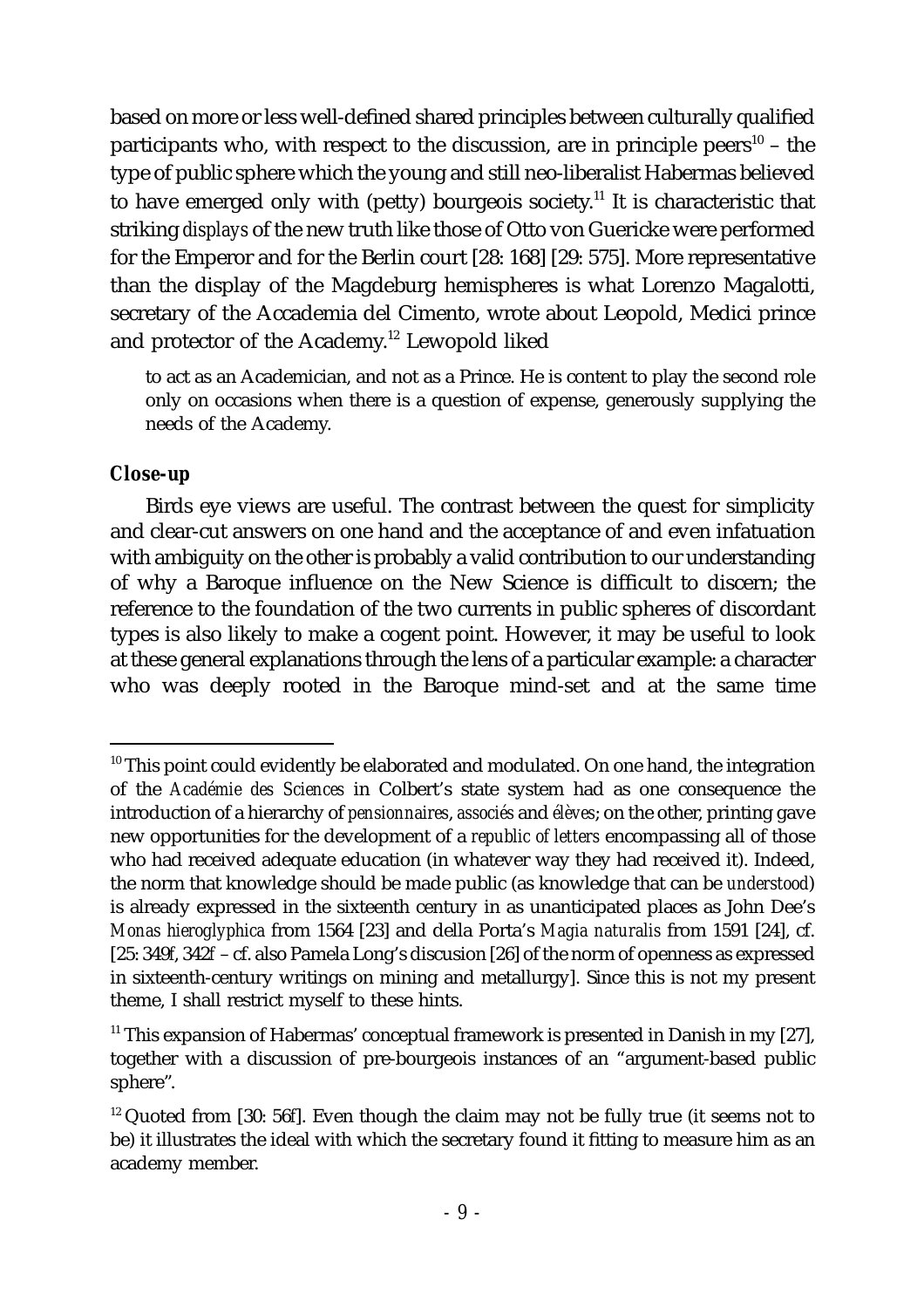based on more or less well-defined shared principles between culturally qualified participants who, with respect to the discussion, are in principle peers[10] – the type of public sphere which the young and still neo-liberalist Habermas believed to have emerged only with (petty) bourgeois society.[11] It is characteristic that striking *displays* of the new truth like those of Otto von Guericke were performed for the Emperor and for the Berlin court [28: 168] [29: 575]. More representative than the display of the Magdeburg hemispheres is what Lorenzo Magalotti, secretary of the Accademia del Cimento, wrote about Leopold, Medici prince and protector of the Academy.[12] Lewopold liked

> to act as an Academician, and not as a Prince. He is content to play the second role only on occasions when there is a question of expense, generously supplying the needs of the Academy.

### Close-up

Birds eye views are useful. The contrast between the quest for simplicity and clear-cut answers on one hand and the acceptance of and even infatuation with ambiguity on the other is probably a valid contribution to our understanding of why a Baroque influence on the New Science is difficult to discern; the reference to the foundation of the two currents in public spheres of discordant types is also likely to make a cogent point. However, it may be useful to look at these general explanations through the lens of a particular example: a character who was deeply rooted in the Baroque mind-set and at the same time

---

[10] This point could evidently be elaborated and modulated. On one hand, the integration of the *Académie des Sciences* in Colbert's state system had as one consequence the introduction of a hierarchy of *pensionnaires*, *associés* and *élèves*; on the other, printing gave new opportunities for the development of a *republic of letters* encompassing all of those who had received adequate education (in whatever way they had received it). Indeed, the norm that knowledge should be made public (as knowledge that can be *understood*) is already expressed in the sixteenth century in as unanticipated places as John Dee's *Monas hieroglyphica* from 1564 [23] and della Porta's *Magia naturalis* from 1591 [24], cf. [25: 349f, 342f – cf. also Pamela Long's discusion [26] of the norm of openness as expressed in sixteenth-century writings on mining and metallurgy]. Since this is not my present theme, I shall restrict myself to these hints.

[11] This expansion of Habermas' conceptual framework is presented in Danish in my [27], together with a discussion of pre-bourgeois instances of an "argument-based public sphere".

[12] Quoted from [30: 56f]. Even though the claim may not be fully true (it seems not to be) it illustrates the ideal with which the secretary found it fitting to measure him as an academy member.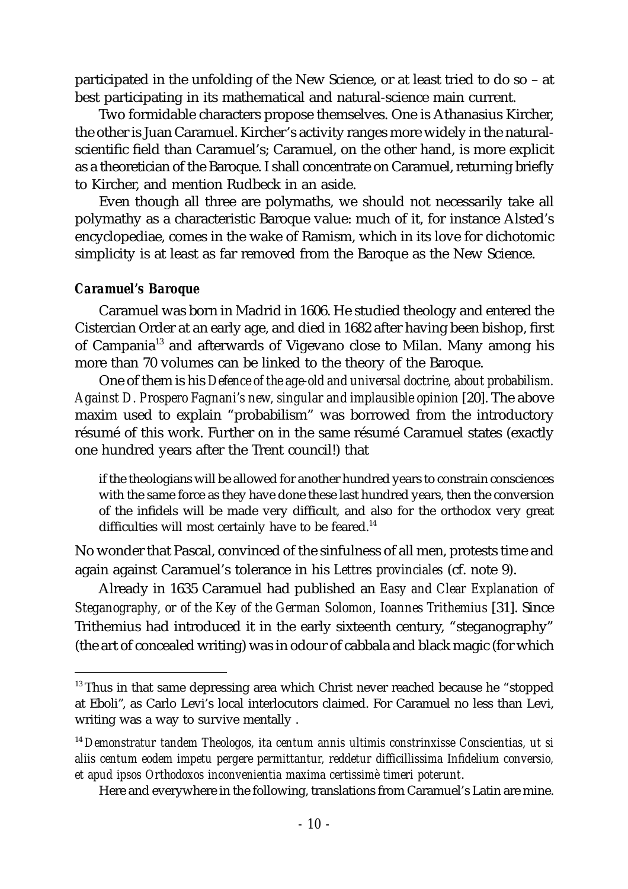participated in the unfolding of the New Science, or at least tried to do so – at best participating in its mathematical and natural-science main current.

Two formidable characters propose themselves. One is Athanasius Kircher, the other is Juan Caramuel. Kircher's activity ranges more widely in the natural-scientific field than Caramuel's; Caramuel, on the other hand, is more explicit as a theoretician of the Baroque. I shall concentrate on Caramuel, returning briefly to Kircher, and mention Rudbeck in an aside.

Even though all three are polymaths, we should not necessarily take all polymathy as a characteristic Baroque value: much of it, for instance Alsted's encyclopediae, comes in the wake of Ramism, which in its love for dichotomic simplicity is at least as far removed from the Baroque as the New Science.

### *Caramuel's Baroque*

Caramuel was born in Madrid in 1606. He studied theology and entered the Cistercian Order at an early age, and died in 1682 after having been bishop, first of Campania[13] and afterwards of Vigevano close to Milan. Many among his more than 70 volumes can be linked to the theory of the Baroque.

One of them is his *Defence of the age-old and universal doctrine, about probabilism. Against D. Prospero Fagnani's new, singular and implausible opinion* [20]. The above maxim used to explain "probabilism" was borrowed from the introductory résumé of this work. Further on in the same résumé Caramuel states (exactly one hundred years after the Trent council!) that

> if the theologians will be allowed for another hundred years to constrain consciences with the same force as they have done these last hundred years, then the conversion of the infidels will be made very difficult, and also for the orthodox very great difficulties will most certainly have to be feared.[14]

No wonder that Pascal, convinced of the sinfulness of all men, protests time and again against Caramuel's tolerance in his *Lettres provinciales* (cf. note 9).

Already in 1635 Caramuel had published an *Easy and Clear Explanation of Steganography, or of the Key of the German Solomon, Ioannes Trithemius* [31]. Since Trithemius had introduced it in the early sixteenth century, "steganography" (the art of concealed writing) was in odour of cabbala and black magic (for which

---

[13] Thus in that same depressing area which Christ never reached because he "stopped at Eboli", as Carlo Levi's local interlocutors claimed. For Caramuel no less than Levi, writing was a way to survive mentally .

[14] *Demonstratur tandem Theologos, ita centum annis ultimis constrinxisse Conscientias, ut si aliis centum eodem impetu pergere permittantur, reddetur difficillissima Infidelium conversio, et apud ipsos Orthodoxos inconvenientia maxima certissimè timeri poterunt.*

Here and everywhere in the following, translations from Caramuel's Latin are mine.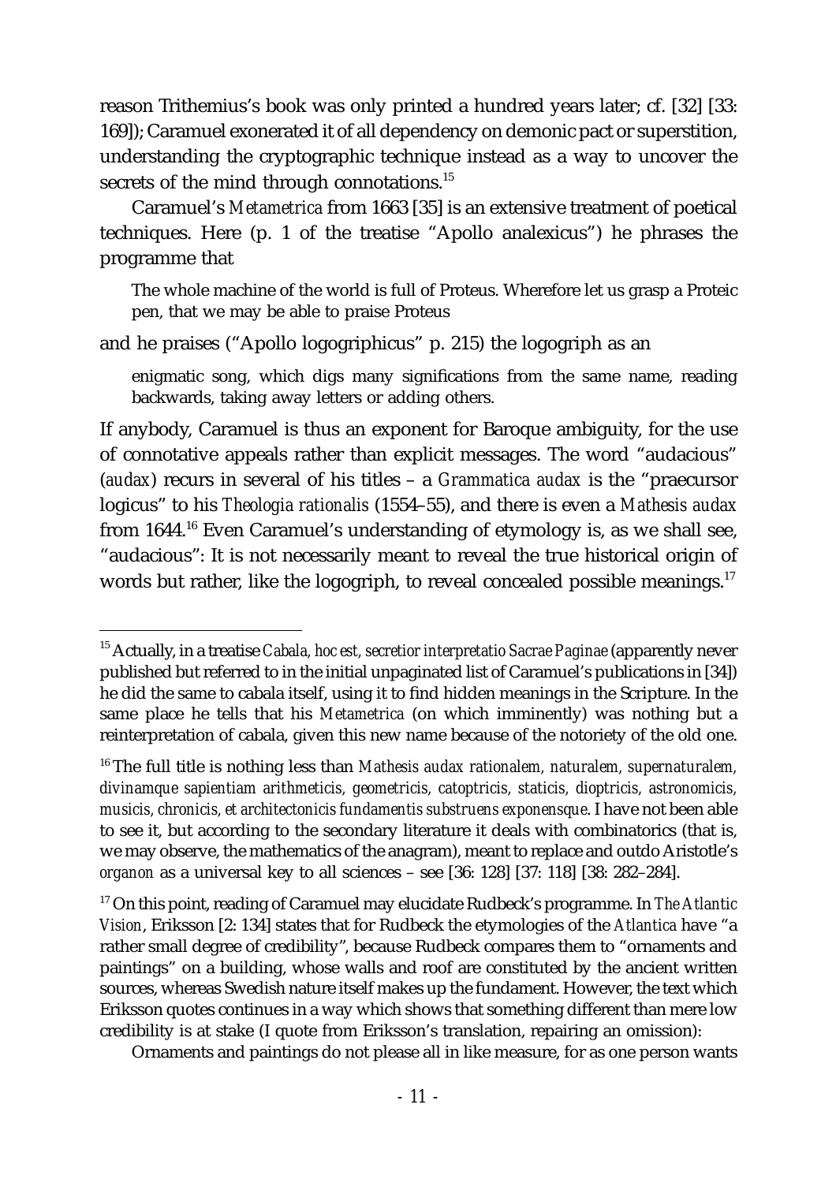reason Trithemius's book was only printed a hundred years later; cf. [32] [33: 169]); Caramuel exonerated it of all dependency on demonic pact or superstition, understanding the cryptographic technique instead as a way to uncover the secrets of the mind through connotations.[15]

Caramuel's *Metametrica* from 1663 [35] is an extensive treatment of poetical techniques. Here (p. 1 of the treatise "Apollo analexicus") he phrases the programme that

> The whole machine of the world is full of Proteus. Wherefore let us grasp a Proteic pen, that we may be able to praise Proteus

and he praises ("Apollo logogriphicus" p. 215) the logogriph as an

> enigmatic song, which digs many significations from the same name, reading backwards, taking away letters or adding others.

If anybody, Caramuel is thus an exponent for Baroque ambiguity, for the use of connotative appeals rather than explicit messages. The word "audacious" (*audax*) recurs in several of his titles – a *Grammatica audax* is the "praecursor logicus" to his *Theologia rationalis* (1554–55), and there is even a *Mathesis audax* from 1644.[16] Even Caramuel's understanding of etymology is, as we shall see, "audacious": It is not necessarily meant to reveal the true historical origin of words but rather, like the logogriph, to reveal concealed possible meanings.[17]

---

[15] Actually, in a treatise *Cabala, hoc est, secretior interpretatio Sacrae Paginae* (apparently never published but referred to in the initial unpaginated list of Caramuel's publications in [34]) he did the same to cabala itself, using it to find hidden meanings in the Scripture. In the same place he tells that his *Metametrica* (on which imminently) was nothing but a reinterpretation of cabala, given this new name because of the notoriety of the old one.

[16] The full title is nothing less than *Mathesis audax rationalem, naturalem, supernaturalem, divinamque sapientiam arithmeticis, geometricis, catoptricis, staticis, dioptricis, astronomicis, musicis, chronicis, et architectonicis fundamentis substruens exponensque*. I have not been able to see it, but according to the secondary literature it deals with combinatorics (that is, we may observe, the mathematics of the anagram), meant to replace and outdo Aristotle's *organon* as a universal key to all sciences – see [36: 128] [37: 118] [38: 282–284].

[17] On this point, reading of Caramuel may elucidate Rudbeck's programme. In *The Atlantic Vision*, Eriksson [2: 134] states that for Rudbeck the etymologies of the *Atlantica* have "a rather small degree of credibility", because Rudbeck compares them to "ornaments and paintings" on a building, whose walls and roof are constituted by the ancient written sources, whereas Swedish nature itself makes up the fundament. However, the text which Eriksson quotes continues in a way which shows that something different than mere low credibility is at stake (I quote from Eriksson's translation, repairing an omission):

> Ornaments and paintings do not please all in like measure, for as one person wants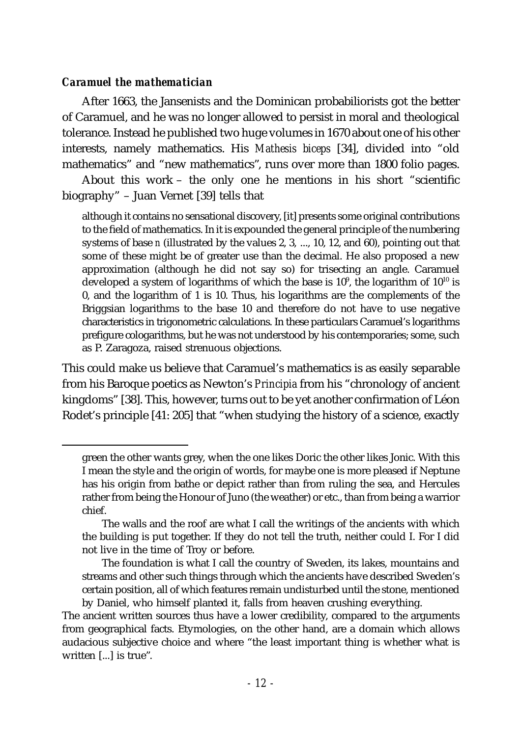### *Caramuel the mathematician*

After 1663, the Jansenists and the Dominican probabiliorists got the better of Caramuel, and he was no longer allowed to persist in moral and theological tolerance. Instead he published two huge volumes in 1670 about one of his other interests, namely mathematics. His *Mathesis biceps* [34], divided into "old mathematics" and "new mathematics", runs over more than 1800 folio pages.

About this work – the only one he mentions in his short "scientific biography" – Juan Vernet [39] tells that

> although it contains no sensational discovery, [it] presents some original contributions to the field of mathematics. In it is expounded the general principle of the numbering systems of base *n* (illustrated by the values 2, 3, ..., 10, 12, and 60), pointing out that some of these might be of greater use than the decimal. He also proposed a new approximation (although he did not say so) for trisecting an angle. Caramuel developed a system of logarithms of which the base is $10^9$, the logarithm of $10^{10}$ is 0, and the logarithm of 1 is 10. Thus, his logarithms are the complements of the Briggsian logarithms to the base 10 and therefore do not have to use negative characteristics in trigonometric calculations. In these particulars Caramuel's logarithms prefigure cologarithms, but he was not understood by his contemporaries; some, such as P. Zaragoza, raised strenuous objections.

This could make us believe that Caramuel's mathematics is as easily separable from his Baroque poetics as Newton's *Principia* from his "chronology of ancient kingdoms" [38]. This, however, turns out to be yet another confirmation of Léon Rodet's principle [41: 205] that "when studying the history of a science, exactly

---

green the other wants grey, when the one likes Doric the other likes Jonic. With this I mean the style and the origin of words, for maybe one is more pleased if Neptune has his origin from bathe or depict rather than from ruling the sea, and Hercules rather from being the Honour of Juno (the weather) or etc., than from being a warrior chief.

The walls and the roof are what I call the writings of the ancients with which the building is put together. If they do not tell the truth, neither could I. For I did not live in the time of Troy or before.

The foundation is what I call the country of Sweden, its lakes, mountains and streams and other such things through which the ancients have described Sweden's certain position, all of which features remain undisturbed until the stone, mentioned by Daniel, who himself planted it, falls from heaven crushing everything.

The ancient written sources thus have a lower credibility, compared to the arguments from geographical facts. Etymologies, on the other hand, are a domain which allows audacious subjective choice and where "the least important thing is whether what is written [...] is true".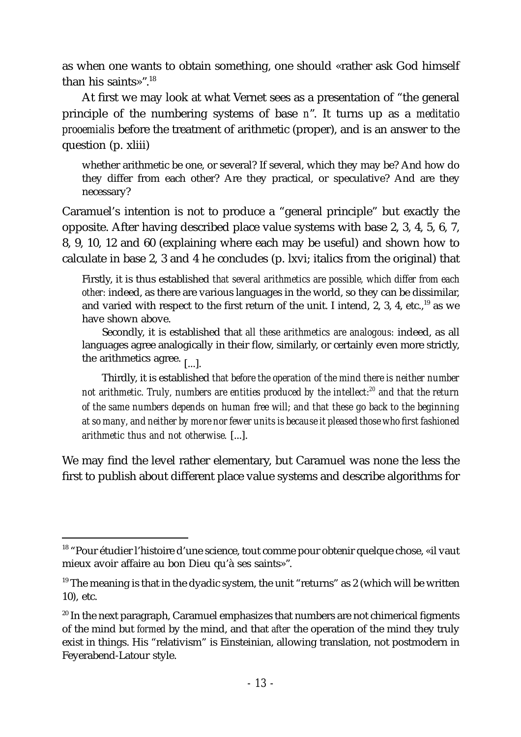as when one wants to obtain something, one should «rather ask God himself than his saints»".[18]

At first we may look at what Vernet sees as a presentation of "the general principle of the numbering systems of base *n*". It turns up as a *meditatio prooemialis* before the treatment of arithmetic (proper), and is an answer to the question (p. xliii)

> whether arithmetic be one, or several? If several, which they may be? And how do they differ from each other? Are they practical, or speculative? And are they necessary?

Caramuel's intention is not to produce a "general principle" but exactly the opposite. After having described place value systems with base 2, 3, 4, 5, 6, 7, 8, 9, 10, 12 and 60 (explaining where each may be useful) and shown how to calculate in base 2, 3 and 4 he concludes (p. lxvi; italics from the original) that

> Firstly, it is thus established *that several arithmetics are possible, which differ from each other:* indeed, as there are various languages in the world, so they can be dissimilar, and varied with respect to the first return of the unit. I intend, 2, 3, 4, etc.,[19] as we have shown above.
>
> Secondly, it is established that *all these arithmetics are analogous:* indeed, as all languages agree analogically in their flow, similarly, or certainly even more strictly, the arithmetics agree. [...].
>
> Thirdly, it is established *that before the operation of the mind there is neither number not arithmetic. Truly, numbers are entities produced by the intellect:*[20] *and that the return of the same numbers depends on human free will; and that these go back to the beginning at so many, and neither by more nor fewer units is because it pleased those who first fashioned arithmetic thus and not otherwise.* [...].

We may find the level rather elementary, but Caramuel was none the less the first to publish about different place value systems and describe algorithms for

---

[18] "Pour étudier l'histoire d'une science, tout comme pour obtenir quelque chose, «il vaut mieux avoir affaire au bon Dieu qu'à ses saints»".

[19] The meaning is that in the dyadic system, the unit "returns" as 2 (which will be written 10), etc.

[20] In the next paragraph, Caramuel emphasizes that numbers are not chimerical figments of the mind but *formed* by the mind, and that *after* the operation of the mind they truly exist in things. His "relativism" is Einsteinian, allowing translation, not postmodern in Feyerabend-Latour style.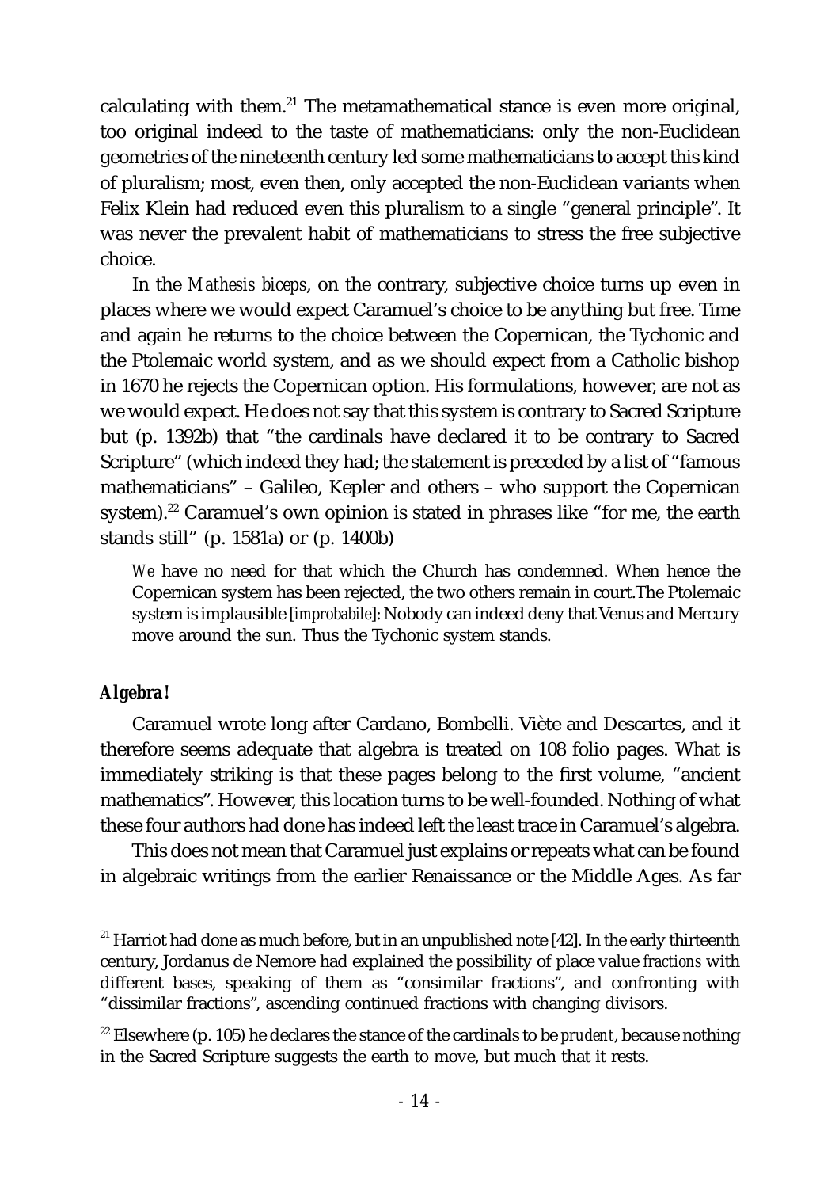calculating with them.[21] The metamathematical stance is even more original, too original indeed to the taste of mathematicians: only the non-Euclidean geometries of the nineteenth century led some mathematicians to accept this kind of pluralism; most, even then, only accepted the non-Euclidean variants when Felix Klein had reduced even this pluralism to a single "general principle". It was never the prevalent habit of mathematicians to stress the free subjective choice.

In the *Mathesis biceps*, on the contrary, subjective choice turns up even in places where we would expect Caramuel's choice to be anything but free. Time and again he returns to the choice between the Copernican, the Tychonic and the Ptolemaic world system, and as we should expect from a Catholic bishop in 1670 he rejects the Copernican option. His formulations, however, are not as we would expect. He does not say that this system is contrary to Sacred Scripture but (p. 1392b) that "the cardinals have declared it to be contrary to Sacred Scripture" (which indeed they had; the statement is preceded by a list of "famous mathematicians" – Galileo, Kepler and others – who support the Copernican system).[22] Caramuel's own opinion is stated in phrases like "for me, the earth stands still" (p. 1581a) or (p. 1400b)

> *We* have no need for that which the Church has condemned. When hence the Copernican system has been rejected, the two others remain in court.The Ptolemaic system is implausible [*improbabile*]: Nobody can indeed deny that Venus and Mercury move around the sun. Thus the Tychonic system stands.

### *Algebra!*

Caramuel wrote long after Cardano, Bombelli. Viète and Descartes, and it therefore seems adequate that algebra is treated on 108 folio pages. What is immediately striking is that these pages belong to the first volume, "ancient mathematics". However, this location turns to be well-founded. Nothing of what these four authors had done has indeed left the least trace in Caramuel's algebra.

This does not mean that Caramuel just explains or repeats what can be found in algebraic writings from the earlier Renaissance or the Middle Ages. As far

---

[21] Harriot had done as much before, but in an unpublished note [42]. In the early thirteenth century, Jordanus de Nemore had explained the possibility of place value *fractions* with different bases, speaking of them as "consimilar fractions", and confronting with "dissimilar fractions", ascending continued fractions with changing divisors.

[22] Elsewhere (p. 105) he declares the stance of the cardinals to be *prudent*, because nothing in the Sacred Scripture suggests the earth to move, but much that it rests.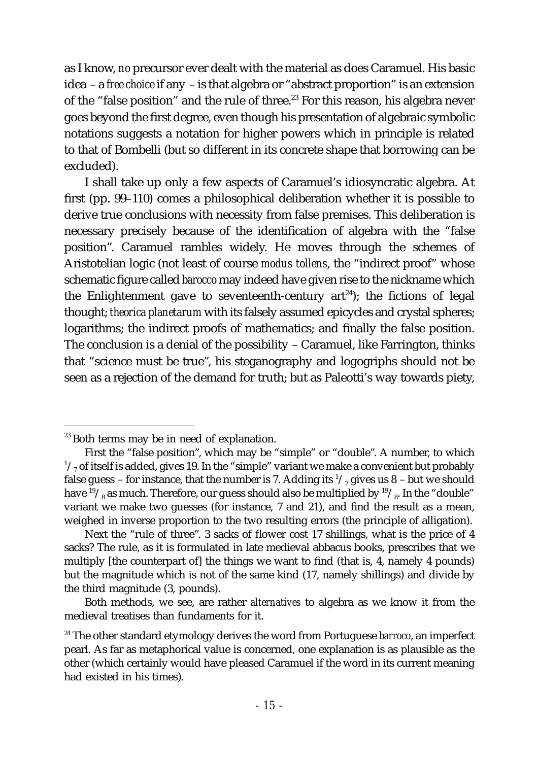as I know, *no* precursor ever dealt with the material as does Caramuel. His basic idea – a *free choice* if any – is that algebra or "abstract proportion" is an extension of the "false position" and the rule of three.[23] For this reason, his algebra never goes beyond the first degree, even though his presentation of algebraic symbolic notations suggests a notation for higher powers which in principle is related to that of Bombelli (but so different in its concrete shape that borrowing can be excluded).

I shall take up only a few aspects of Caramuel's idiosyncratic algebra. At first (pp. 99–110) comes a philosophical deliberation whether it is possible to derive true conclusions with necessity from false premises. This deliberation is necessary precisely because of the identification of algebra with the "false position". Caramuel rambles widely. He moves through the schemes of Aristotelian logic (not least of course *modus tollens*, the "indirect proof" whose schematic figure called *barocco* may indeed have given rise to the nickname which the Enlightenment gave to seventeenth-century art[24]); the fictions of legal thought; *theorica planetarum* with its falsely assumed epicycles and crystal spheres; logarithms; the indirect proofs of mathematics; and finally the false position. The conclusion is a denial of the possibility – Caramuel, like Farrington, thinks that "science must be true", his steganography and logogriphs should not be seen as a rejection of the demand for truth; but as Paleotti's way towards piety,

---

[23] Both terms may be in need of explanation.

First the "false position", which may be "simple" or "double". A number, to which $^1/_7$ of itself is added, gives 19. In the "simple" variant we make a convenient but probably false guess – for instance, that the number is 7. Adding its $^1/_7$ gives us 8 – but we should have $^{19}/_8$ as much. Therefore, our guess should also be multiplied by $^{19}/_8$. In the "double" variant we make two guesses (for instance, 7 and 21), and find the result as a mean, weighed in inverse proportion to the two resulting errors (the principle of alligation).

Next the "rule of three". 3 sacks of flower cost 17 shillings, what is the price of 4 sacks? The rule, as it is formulated in late medieval abbacus books, prescribes that we multiply [the counterpart of] the things we want to find (that is, 4, namely 4 pounds) but the magnitude which is not of the same kind (17, namely shillings) and divide by the third magnitude (3, pounds).

Both methods, we see, are rather *alternatives* to algebra as we know it from the medieval treatises than fundaments for it.

[24] The other standard etymology derives the word from Portuguese *barroco*, an imperfect pearl. As far as metaphorical value is concerned, one explanation is as plausible as the other (which certainly would have pleased Caramuel if the word in its current meaning had existed in his times).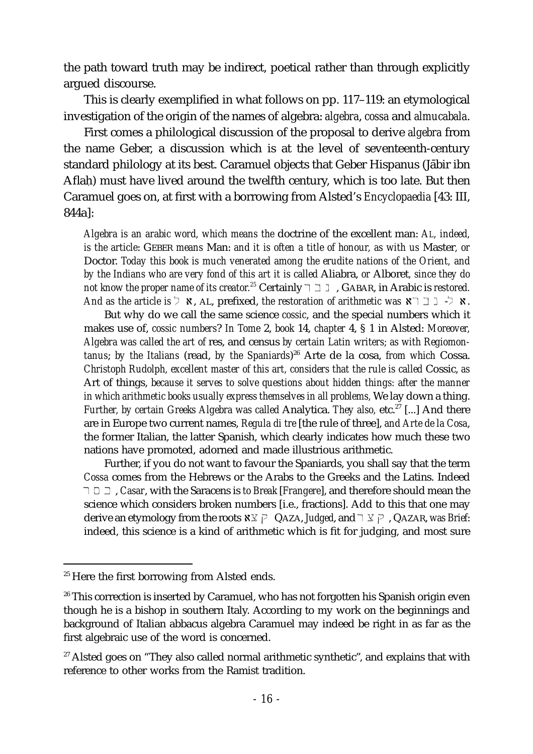the path toward truth may be indirect, poetical rather than through explicitly argued discourse.

This is clearly exemplified in what follows on pp. 117–119: an etymological investigation of the origin of the names of algebra: *algebra*, *cossa* and *almucabala*.

First comes a philological discussion of the proposal to derive *algebra* from the name Geber, a discussion which is at the level of seventeenth-century standard philology at its best. Caramuel objects that Geber Hispanus (Jābir ibn Aflaḥ) must have lived around the twelfth century, which is too late. But then Caramuel goes on, at first with a borrowing from Alsted's *Encyclopaedia* [43: III, 844a]:

> *Algebra is an arabic word, which means the* doctrine of the excellent man: *AL, indeed, is the article*: GEBER *means* Man: *and it is often a title of honour, as with us* Master, *or* Doctor. *Today this book is much venerated among the erudite nations of the Orient, and by the Indians who are very fond of this art it is called* Aliabra, *or* Alboret, *since they do not know the proper name of its creator.*[25] Certainly גבר, GABAR, in Arabic is *restored*. *And as the article is* אל, AL, prefixed, *the restoration of arithmetic was* אל-גברא.
>
> But why do we call the same science *cossic*, and the special numbers which it makes use of, *cossic numbers*? *In Tome* 2, *book* 14, *chapter* 4, § 1 in Alsted: *Moreover, Algebra was called the art of* res, and census *by certain Latin writers; as with Regiomontanus; by the Italians* (read, *by the Spaniards*)[26] Arte de la cosa, *from which* Cossa. *Christoph Rudolph, excellent master of this art, considers that the rule is called* Cossic, *as* Art of things, *because it serves to solve questions about hidden things: after the manner in which arithmetic books usually express themselves in all problems,* We lay down a thing. *Further, by certain Greeks Algebra was called* Analytica. *They also,* etc.[27] [...] And there are in Europe two current names, *Regula di tre* [the rule of three], *and Arte de la Cosa*, the former Italian, the latter Spanish, which clearly indicates how much these two nations have promoted, adorned and made illustrious arithmetic.
>
> Further, if you do not want to favour the Spaniards, you shall say that the term *Cossa* comes from the Hebrews or the Arabs to the Greeks and the Latins. Indeed כסר, *Casar*, with the Saracens is *to Break* [*Frangere*], and therefore should mean the science which considers broken numbers [i.e., fractions]. Add to this that one may derive an etymology from the roots קצא QAZA, *Judged*, and קצר, QAZAR, *was Brief*: indeed, this science is a kind of arithmetic which is fit for judging, and most sure

---

[25] Here the first borrowing from Alsted ends.

[26] This correction is inserted by Caramuel, who has not forgotten his Spanish origin even though he is a bishop in southern Italy. According to my work on the beginnings and background of Italian abbacus algebra Caramuel may indeed be right in as far as the first algebraic use of the word is concerned.

[27] Alsted goes on "They also called normal arithmetic synthetic", and explains that with reference to other works from the Ramist tradition.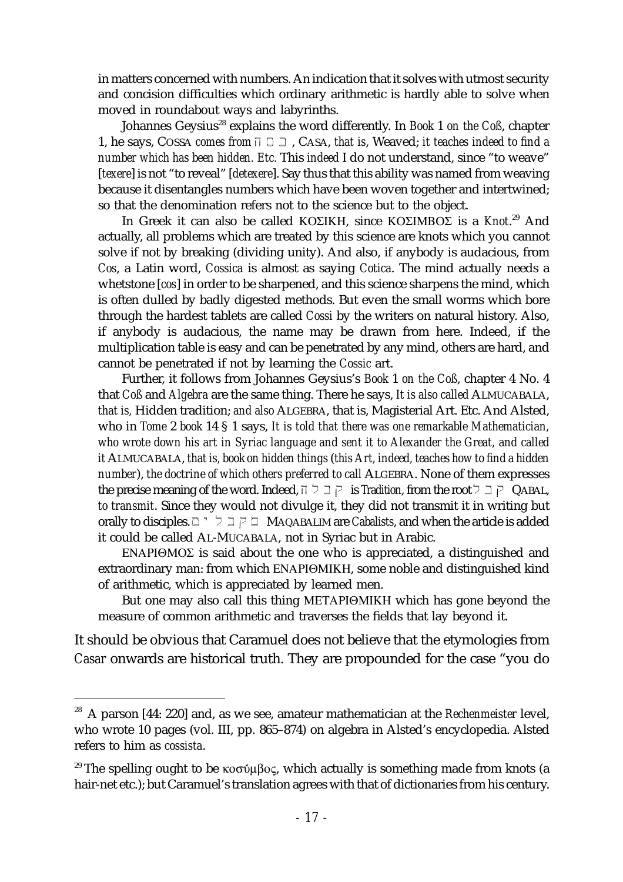in matters concerned with numbers. An indication that it solves with utmost security and concision difficulties which ordinary arithmetic is hardly able to solve when moved in roundabout ways and labyrinths.

Johannes Geysius[28] explains the word differently. In *Book* 1 *on the Coß*, chapter 1, he says, C*OSSA comes from* ה ס כ , C*ASA*, *that is*, Weaved; *it teaches indeed to find a number which has been hidden. Etc.* This *indeed* I do not understand, since "to weave" [*texere*] is not "to reveal" [*detexere*]. Say thus that this ability was named from weaving because it disentangles numbers which have been woven together and intertwined; so that the denomination refers not to the science but to the object.

In Greek it can also be called ΚΟΣΙΚΗ, since ΚΟΣΙΜΒΟΣ is a *Knot*.[29] And actually, all problems which are treated by this science are knots which you cannot solve if not by breaking (dividing unity). And also, if anybody is audacious, from *Cos*, a Latin word, *Cossica* is almost as saying *Cotica*. The mind actually needs a whetstone [*cos*] in order to be sharpened, and this science sharpens the mind, which is often dulled by badly digested methods. But even the small worms which bore through the hardest tablets are called *Cossi* by the writers on natural history. Also, if anybody is audacious, the name may be drawn from here. Indeed, if the multiplication table is easy and can be penetrated by any mind, others are hard, and cannot be penetrated if not by learning the *Cossic* art.

Further, it follows from Johannes Geysius's *Book* 1 *on the Coß*, chapter 4 No. 4 that *Coß* and *Algebra* are the same thing. There he says, *It is also called* ALMUCABALA, *that is,* Hidden tradition; *and also* ALGEBRA, that is, Magisterial Art. Etc. And Alsted, who in *Tome* 2 *book* 14 § 1 says, *It is told that there was one remarkable Mathematician, who wrote down his art in Syriac language and sent it to Alexander the Great, and called it* ALMUCABALA, *that is, book on hidden things* (*this Art, indeed, teaches how to find a hidden number*), *the doctrine of which others preferred to call* ALGEBRA. None of them expresses the precise meaning of the word. Indeed, ה ל ב ק is *Tradition*, from the root ל ב ק QABAL, *to transmit*. Since they would not divulge it, they did not transmit it in writing but orally to disciples. ם י ל ב ק מ MAQABALIM are *Cabalists*, and when the article is added it could be called AL-MUCABALA, not in Syriac but in Arabic.

ΕΝΑΡΙΘΜΟΣ is said about the one who is appreciated, a distinguished and extraordinary man: from which ΕΝΑΡΙΘΜΙΚΗ, some noble and distinguished kind of arithmetic, which is appreciated by learned men.

But one may also call this thing ΜΕΤΑΡΙΘΜΙΚΗ which has gone beyond the measure of common arithmetic and traverses the fields that lay beyond it.

It should be obvious that Caramuel does not believe that the etymologies from *Casar* onwards are historical truth. They are propounded for the case "you do

---

[28] A parson [44: 220] and, as we see, amateur mathematician at the *Rechenmeister* level, who wrote 10 pages (vol. III, pp. 865–874) on algebra in Alsted's encyclopedia. Alsted refers to him as *cossista*.

[29] The spelling ought to be κοσύμβος, which actually is something made from knots (a hair-net etc.); but Caramuel's translation agrees with that of dictionaries from his century.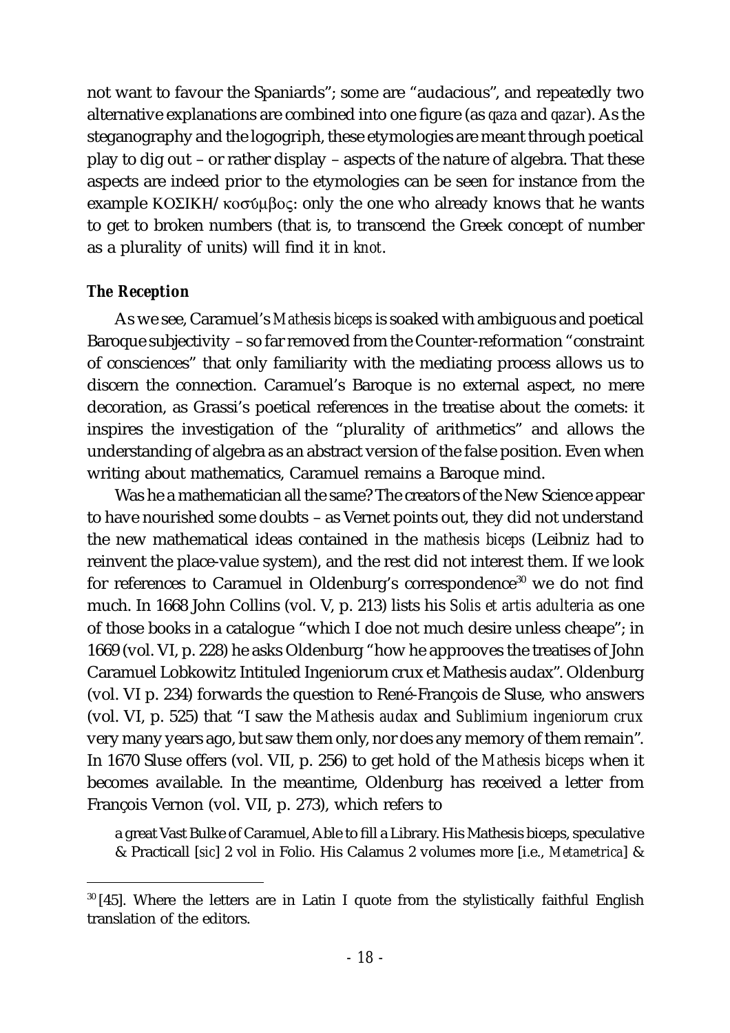not want to favour the Spaniards"; some are "audacious", and repeatedly two alternative explanations are combined into one figure (as *qaza* and *qazar*). As the steganography and the logogriph, these etymologies are meant through poetical play to dig out – or rather display – aspects of the nature of algebra. That these aspects are indeed prior to the etymologies can be seen for instance from the example ΚΟΣΙΚΗ/κοσύμβος: only the one who already knows that he wants to get to broken numbers (that is, to transcend the Greek concept of number as a plurality of units) will find it in *knot*.

### The Reception

As we see, Caramuel's *Mathesis biceps* is soaked with ambiguous and poetical Baroque subjectivity – so far removed from the Counter-reformation "constraint of consciences" that only familiarity with the mediating process allows us to discern the connection. Caramuel's Baroque is no external aspect, no mere decoration, as Grassi's poetical references in the treatise about the comets: it inspires the investigation of the "plurality of arithmetics" and allows the understanding of algebra as an abstract version of the false position. Even when writing about mathematics, Caramuel remains a Baroque mind.

Was he a mathematician all the same? The creators of the New Science appear to have nourished some doubts – as Vernet points out, they did not understand the new mathematical ideas contained in the *mathesis biceps* (Leibniz had to reinvent the place-value system), and the rest did not interest them. If we look for references to Caramuel in Oldenburg's correspondence[30] we do not find much. In 1668 John Collins (vol. V, p. 213) lists his *Solis et artis adulteria* as one of those books in a catalogue "which I doe not much desire unless cheape"; in 1669 (vol. VI, p. 228) he asks Oldenburg "how he approoves the treatises of John Caramuel Lobkowitz Intituled Ingeniorum crux et Mathesis audax". Oldenburg (vol. VI p. 234) forwards the question to René-François de Sluse, who answers (vol. VI, p. 525) that "I saw the *Mathesis audax* and *Sublimium ingeniorum crux* very many years ago, but saw them only, nor does any memory of them remain". In 1670 Sluse offers (vol. VII, p. 256) to get hold of the *Mathesis biceps* when it becomes available. In the meantime, Oldenburg has received a letter from François Vernon (vol. VII, p. 273), which refers to

> a great Vast Bulke of Caramuel, Able to fill a Library. His Mathesis biceps, speculative & Practicall [*sic*] 2 vol in Folio. His Calamus 2 volumes more [i.e., *Metametrica*] &

---

[30] [45]. Where the letters are in Latin I quote from the stylistically faithful English translation of the editors.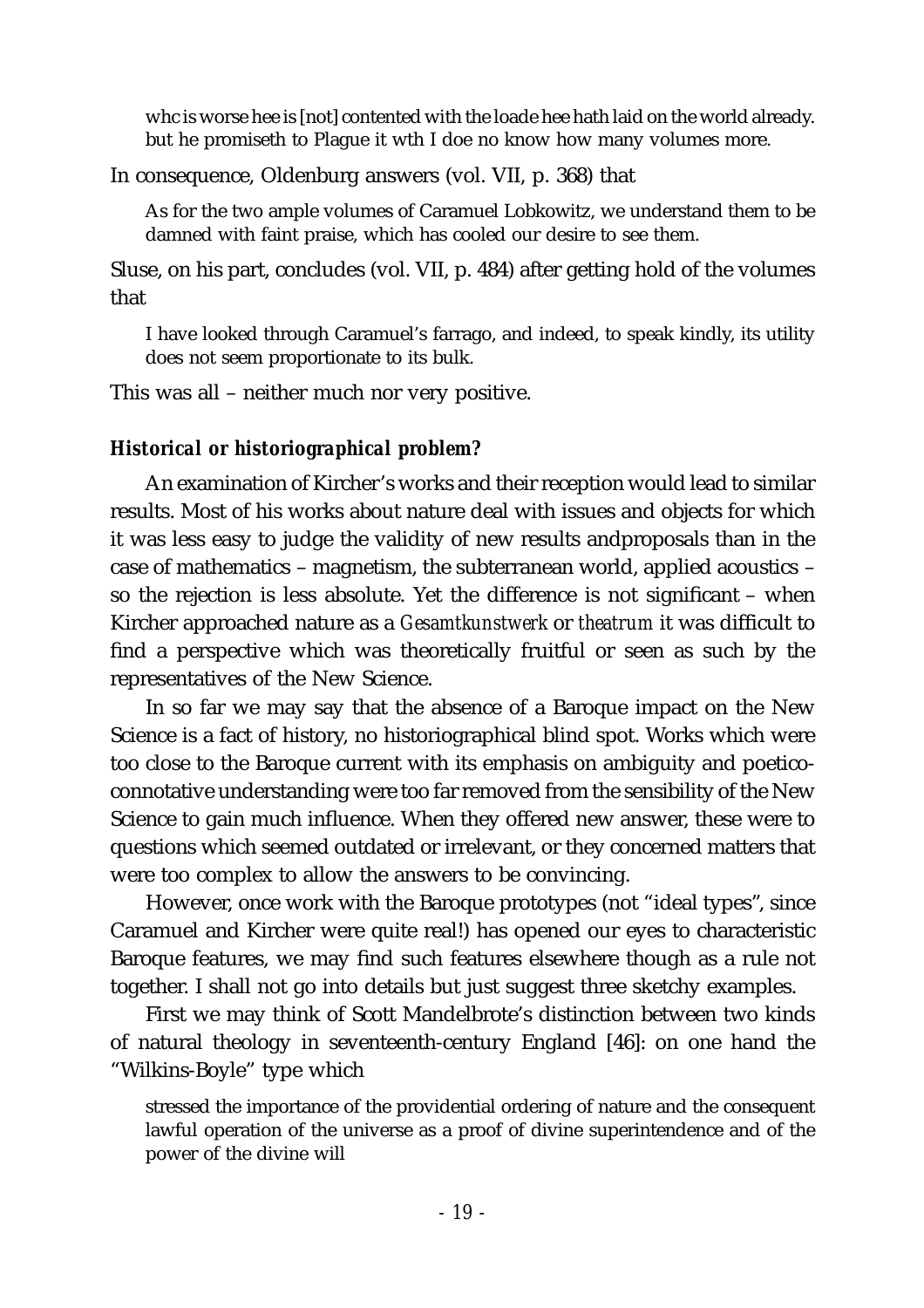> whc is worse hee is [not] contented with the loade hee hath laid on the world already. but he promiseth to Plague it wth I doe no know how many volumes more.

In consequence, Oldenburg answers (vol. VII, p. 368) that

> As for the two ample volumes of Caramuel Lobkowitz, we understand them to be damned with faint praise, which has cooled our desire to see them.

Sluse, on his part, concludes (vol. VII, p. 484) after getting hold of the volumes that

> I have looked through Caramuel's farrago, and indeed, to speak kindly, its utility does not seem proportionate to its bulk.

This was all – neither much nor very positive.

### *Historical or historiographical problem?*

An examination of Kircher's works and their reception would lead to similar results. Most of his works about nature deal with issues and objects for which it was less easy to judge the validity of new results andproposals than in the case of mathematics – magnetism, the subterranean world, applied acoustics – so the rejection is less absolute. Yet the difference is not significant – when Kircher approached nature as a *Gesamtkunstwerk* or *theatrum* it was difficult to find a perspective which was theoretically fruitful or seen as such by the representatives of the New Science.

In so far we may say that the absence of a Baroque impact on the New Science is a fact of history, no historiographical blind spot. Works which were too close to the Baroque current with its emphasis on ambiguity and poetico-connotative understanding were too far removed from the sensibility of the New Science to gain much influence. When they offered new answer, these were to questions which seemed outdated or irrelevant, or they concerned matters that were too complex to allow the answers to be convincing.

However, once work with the Baroque prototypes (not "ideal types", since Caramuel and Kircher were quite real!) has opened our eyes to characteristic Baroque features, we may find such features elsewhere though as a rule not together. I shall not go into details but just suggest three sketchy examples.

First we may think of Scott Mandelbrote's distinction between two kinds of natural theology in seventeenth-century England [46]: on one hand the "Wilkins-Boyle" type which

> stressed the importance of the providential ordering of nature and the consequent lawful operation of the universe as a proof of divine superintendence and of the power of the divine will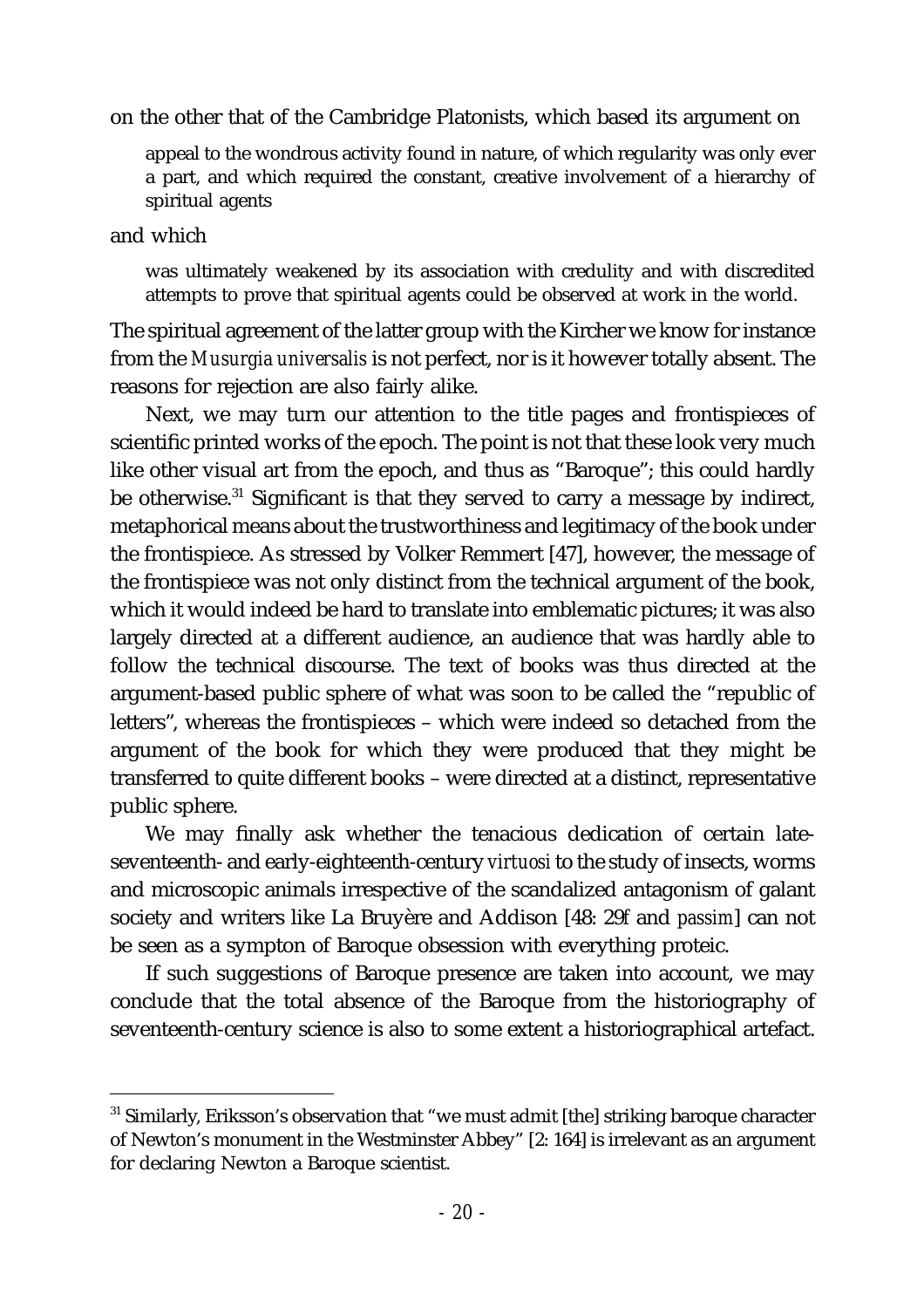on the other that of the Cambridge Platonists, which based its argument on

> appeal to the wondrous activity found in nature, of which regularity was only ever a part, and which required the constant, creative involvement of a hierarchy of spiritual agents

and which

> was ultimately weakened by its association with credulity and with discredited attempts to prove that spiritual agents could be observed at work in the world.

The spiritual agreement of the latter group with the Kircher we know for instance from the *Musurgia universalis* is not perfect, nor is it however totally absent. The reasons for rejection are also fairly alike.

Next, we may turn our attention to the title pages and frontispieces of scientific printed works of the epoch. The point is not that these look very much like other visual art from the epoch, and thus as "Baroque"; this could hardly be otherwise.[31] Significant is that they served to carry a message by indirect, metaphorical means about the trustworthiness and legitimacy of the book under the frontispiece. As stressed by Volker Remmert [47], however, the message of the frontispiece was not only distinct from the technical argument of the book, which it would indeed be hard to translate into emblematic pictures; it was also largely directed at a different audience, an audience that was hardly able to follow the technical discourse. The text of books was thus directed at the argument-based public sphere of what was soon to be called the "republic of letters", whereas the frontispieces – which were indeed so detached from the argument of the book for which they were produced that they might be transferred to quite different books – were directed at a distinct, representative public sphere.

We may finally ask whether the tenacious dedication of certain late-seventeenth- and early-eighteenth-century *virtuosi* to the study of insects, worms and microscopic animals irrespective of the scandalized antagonism of galant society and writers like La Bruyère and Addison [48: 29f and *passim*] can not be seen as a sympton of Baroque obsession with everything proteic.

If such suggestions of Baroque presence are taken into account, we may conclude that the total absence of the Baroque from the historiography of seventeenth-century science is also to some extent a historiographical artefact.

[31] Similarly, Eriksson's observation that "we must admit [the] striking baroque character of Newton's monument in the Westminster Abbey" [2: 164] is irrelevant as an argument for declaring Newton a Baroque scientist.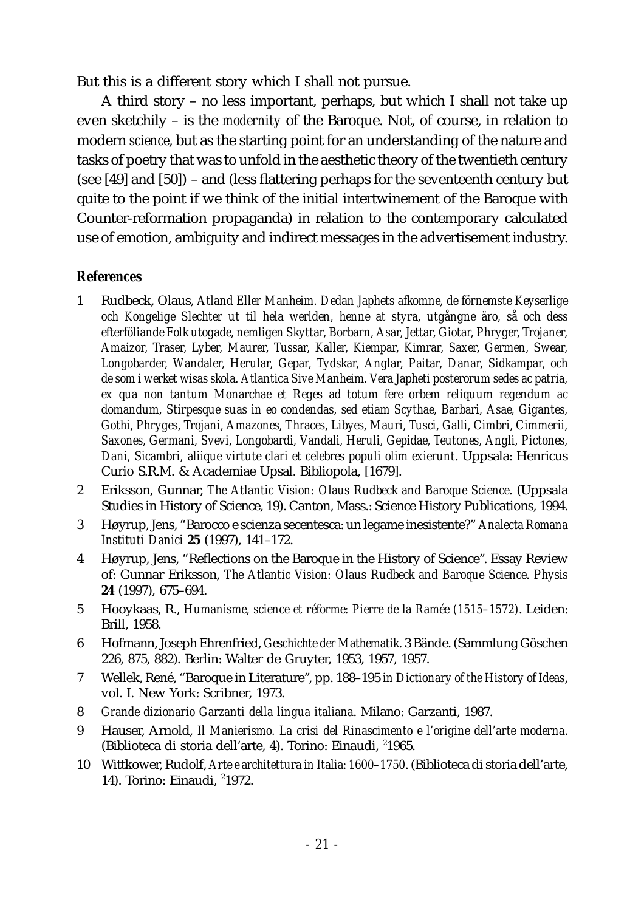But this is a different story which I shall not pursue.

A third story – no less important, perhaps, but which I shall not take up even sketchily – is the *modernity* of the Baroque. Not, of course, in relation to modern *science*, but as the starting point for an understanding of the nature and tasks of poetry that was to unfold in the aesthetic theory of the twentieth century (see [49] and [50]) – and (less flattering perhaps for the seventeenth century but quite to the point if we think of the initial intertwinement of the Baroque with Counter-reformation propaganda) in relation to the contemporary calculated use of emotion, ambiguity and indirect messages in the advertisement industry.

**References**

1 Rudbeck, Olaus, *Atland Eller Manheim. Dedan Japhets afkomne, de förnemste Keyserlige och Kongelige Slechter ut til hela werlden, henne at styra, utgångne äro, så och dess efterföliande Folk utogade, nemligen Skyttar, Borbarn, Asar, Jettar, Giotar, Phryger, Trojaner, Amaizor, Traser, Lyber, Maurer, Tussar, Kaller, Kiempar, Kimrar, Saxer, Germen, Swear, Longobarder, Wandaler, Herular, Gepar, Tydskar, Anglar, Paitar, Danar, Sidkampar, och de som i werket wisas skola. Atlantica Sive Manheim. Vera Japheti posterorum sedes ac patria, ex qua non tantum Monarchae et Reges ad totum fere orbem reliquum regendum ac domandum, Stirpesque suas in eo condendas, sed etiam Scythae, Barbari, Asae, Gigantes, Gothi, Phryges, Trojani, Amazones, Thraces, Libyes, Mauri, Tusci, Galli, Cimbri, Cimmerii, Saxones, Germani, Svevi, Longobardi, Vandali, Heruli, Gepidae, Teutones, Angli, Pictones, Dani, Sicambri, aliique virtute clari et celebres populi olim exierunt*. Uppsala: Henricus Curio S.R.M. & Academiae Upsal. Bibliopola, [1679].

2 Eriksson, Gunnar, *The Atlantic Vision: Olaus Rudbeck and Baroque Science*. (Uppsala Studies in History of Science, 19). Canton, Mass.: Science History Publications, 1994.

3 Høyrup, Jens, "Barocco e scienza secentesca: un legame inesistente?" *Analecta Romana Instituti Danici* **25** (1997), 141–172.

4 Høyrup, Jens, "Reflections on the Baroque in the History of Science". Essay Review of: Gunnar Eriksson, *The Atlantic Vision: Olaus Rudbeck and Baroque Science*. *Physis* **24** (1997), 675–694.

5 Hooykaas, R., *Humanisme, science et réforme: Pierre de la Ramée (1515–1572)*. Leiden: Brill, 1958.

6 Hofmann, Joseph Ehrenfried, *Geschichte der Mathematik*. 3 Bände. (Sammlung Göschen 226, 875, 882). Berlin: Walter de Gruyter, 1953, 1957, 1957.

7 Wellek, René, "Baroque in Literature", pp. 188–195 *in Dictionary of the History of Ideas*, vol. I. New York: Scribner, 1973.

8 *Grande dizionario Garzanti della lingua italiana*. Milano: Garzanti, 1987.

9 Hauser, Arnold, *Il Manierismo. La crisi del Rinascimento e l'origine dell'arte moderna*. (Biblioteca di storia dell'arte, 4). Torino: Einaudi, [2]1965.

10 Wittkower, Rudolf, *Arte e architettura in Italia: 1600–1750*. (Biblioteca di storia dell'arte, 14). Torino: Einaudi, [2]1972.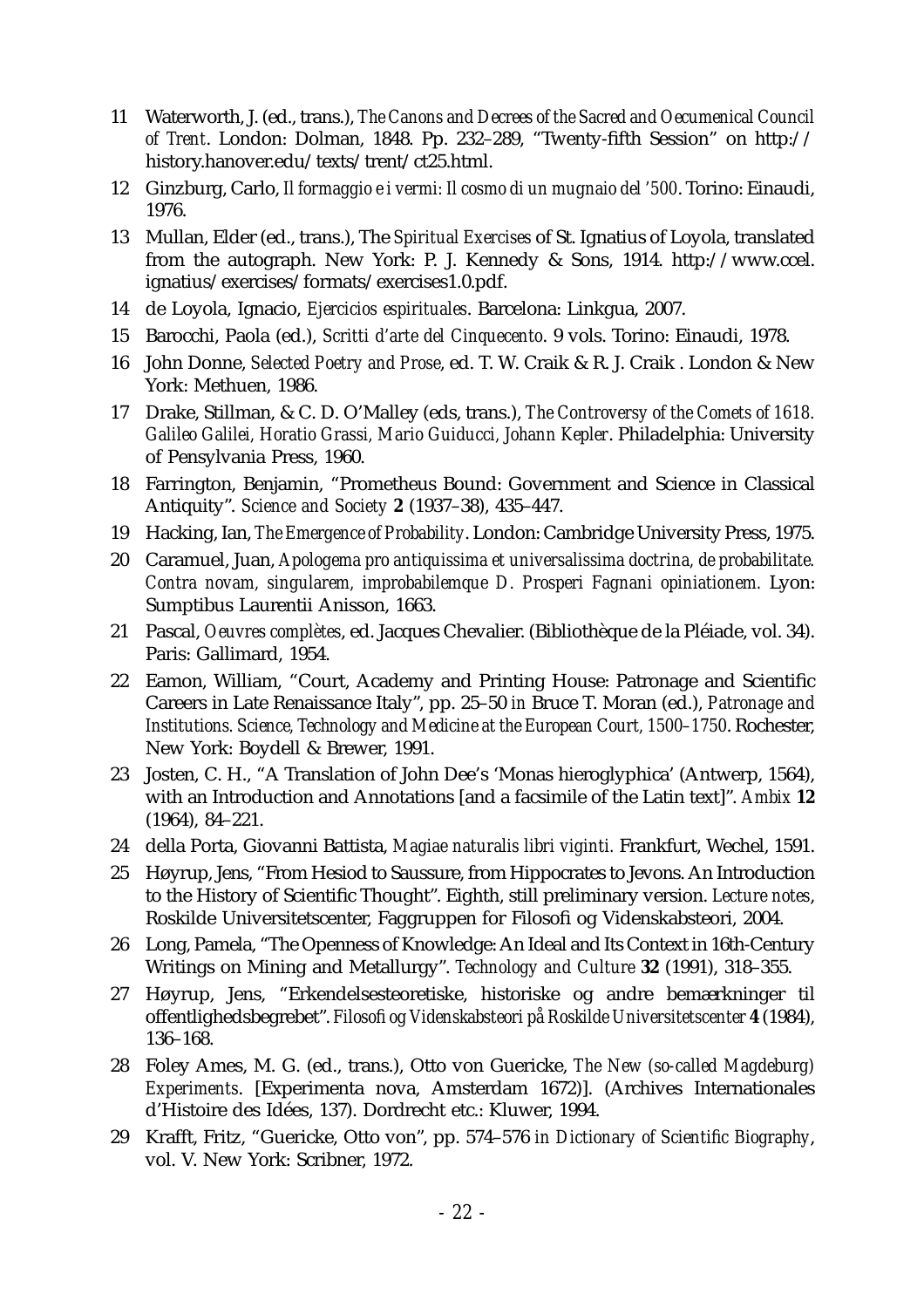11 Waterworth, J. (ed., trans.), *The Canons and Decrees of the Sacred and Oecumenical Council of Trent*. London: Dolman, 1848. Pp. 232–289, "Twenty-fifth Session" on http://history.hanover.edu/texts/trent/ct25.html.

12 Ginzburg, Carlo, *Il formaggio e i vermi: Il cosmo di un mugnaio del '500*. Torino: Einaudi, 1976.

13 Mullan, Elder (ed., trans.), The *Spiritual Exercises* of St. Ignatius of Loyola, translated from the autograph. New York: P. J. Kennedy & Sons, 1914. http://www.ccel.ignatius/exercises/formats/exercises1.0.pdf.

14 de Loyola, Ignacio, *Ejercicios espirituales*. Barcelona: Linkgua, 2007.

15 Barocchi, Paola (ed.), *Scritti d'arte del Cinquecento*. 9 vols. Torino: Einaudi, 1978.

16 John Donne, *Selected Poetry and Prose*, ed. T. W. Craik & R. J. Craik . London & New York: Methuen, 1986.

17 Drake, Stillman, & C. D. O'Malley (eds, trans.), *The Controversy of the Comets of 1618. Galileo Galilei, Horatio Grassi, Mario Guiducci, Johann Kepler*. Philadelphia: University of Pensylvania Press, 1960.

18 Farrington, Benjamin, "Prometheus Bound: Government and Science in Classical Antiquity". *Science and Society* **2** (1937–38), 435–447.

19 Hacking, Ian, *The Emergence of Probability*. London: Cambridge University Press, 1975.

20 Caramuel, Juan, *Apologema pro antiquissima et universalissima doctrina, de probabilitate. Contra novam, singularem, improbabilemque D. Prosperi Fagnani opiniationem.* Lyon: Sumptibus Laurentii Anisson, 1663.

21 Pascal, *Oeuvres complètes*, ed. Jacques Chevalier. (Bibliothèque de la Pléiade, vol. 34). Paris: Gallimard, 1954.

22 Eamon, William, "Court, Academy and Printing House: Patronage and Scientific Careers in Late Renaissance Italy", pp. 25–50 *in* Bruce T. Moran (ed.), *Patronage and Institutions. Science, Technology and Medicine at the European Court, 1500–1750*. Rochester, New York: Boydell & Brewer, 1991.

23 Josten, C. H., "A Translation of John Dee's 'Monas hieroglyphica' (Antwerp, 1564), with an Introduction and Annotations [and a facsimile of the Latin text]". *Ambix* **12** (1964), 84–221.

24 della Porta, Giovanni Battista, *Magiae naturalis libri viginti*. Frankfurt, Wechel, 1591.

25 Høyrup, Jens, "From Hesiod to Saussure, from Hippocrates to Jevons. An Introduction to the History of Scientific Thought". Eighth, still preliminary version. *Lecture notes*, Roskilde Universitetscenter, Faggruppen for Filosofi og Videnskabsteori, 2004.

26 Long, Pamela, "The Openness of Knowledge: An Ideal and Its Context in 16th-Century Writings on Mining and Metallurgy". *Technology and Culture* **32** (1991), 318–355.

27 Høyrup, Jens, "Erkendelsesteoretiske, historiske og andre bemærkninger til offentlighedsbegrebet". *Filosofi og Videnskabsteori på Roskilde Universitetscenter* **4** (1984), 136–168.

28 Foley Ames, M. G. (ed., trans.), Otto von Guericke, *The New (so-called Magdeburg) Experiments*. [Experimenta nova, Amsterdam 1672)]. (Archives Internationales d'Histoire des Idées, 137). Dordrecht etc.: Kluwer, 1994.

29 Krafft, Fritz, "Guericke, Otto von", pp. 574–576 *in Dictionary of Scientific Biography*, vol. V. New York: Scribner, 1972.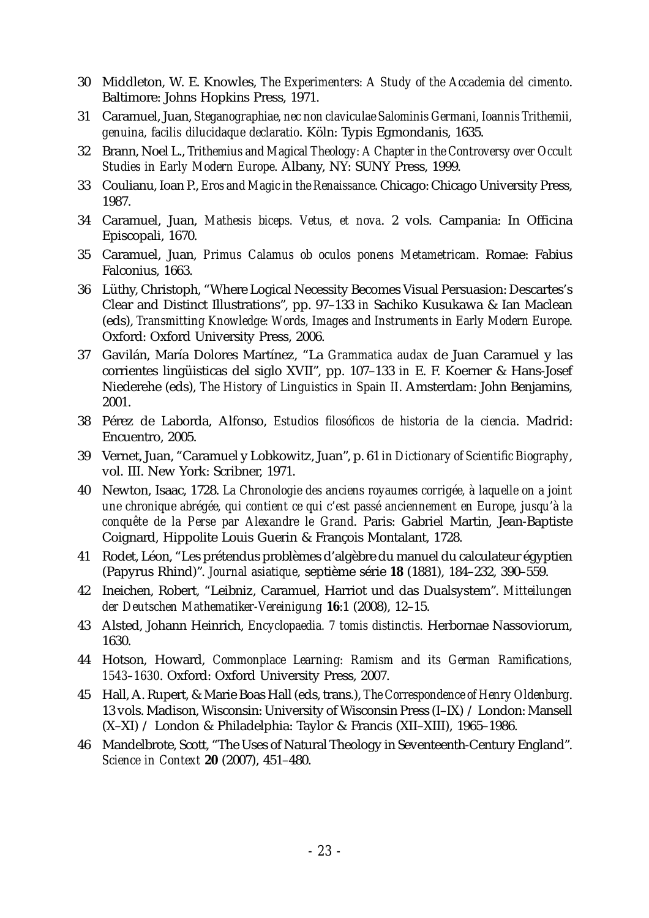30 Middleton, W. E. Knowles, *The Experimenters: A Study of the Accademia del cimento*. Baltimore: Johns Hopkins Press, 1971.

31 Caramuel, Juan, *Steganographiae, nec non claviculae Salominis Germani, Ioannis Trithemii, genuina, facilis dilucidaque declaratio*. Köln: Typis Egmondanis, 1635.

32 Brann, Noel L., *Trithemius and Magical Theology: A Chapter in the Controversy over Occult Studies in Early Modern Europe*. Albany, NY: SUNY Press, 1999.

33 Coulianu, Ioan P., *Eros and Magic in the Renaissance*. Chicago: Chicago University Press, 1987.

34 Caramuel, Juan, *Mathesis biceps. Vetus, et nova*. 2 vols. Campania: In Officina Episcopali, 1670.

35 Caramuel, Juan, *Primus Calamus ob oculos ponens Metametricam*. Romae: Fabius Falconius, 1663.

36 Lüthy, Christoph, "Where Logical Necessity Becomes Visual Persuasion: Descartes's Clear and Distinct Illustrations", pp. 97–133 *in* Sachiko Kusukawa & Ian Maclean (eds), *Transmitting Knowledge: Words, Images and Instruments in Early Modern Europe*. Oxford: Oxford University Press, 2006.

37 Gavilán, María Dolores Martínez, "La *Grammatica audax* de Juan Caramuel y las corrientes lingüisticas del siglo XVII", pp. 107–133 *in* E. F. Koerner & Hans-Josef Niederehe (eds), *The History of Linguistics in Spain II*. Amsterdam: John Benjamins, 2001.

38 Pérez de Laborda, Alfonso, *Estudios filosóficos de historia de la ciencia*. Madrid: Encuentro, 2005.

39 Vernet, Juan, "Caramuel y Lobkowitz, Juan", p. 61 *in Dictionary of Scientific Biography*, vol. III. New York: Scribner, 1971.

40 Newton, Isaac, 1728. *La Chronologie des anciens royaumes corrigée, à laquelle on a joint une chronique abrégée, qui contient ce qui c'est passé anciennement en Europe, jusqu'à la conquête de la Perse par Alexandre le Grand*. Paris: Gabriel Martin, Jean-Baptiste Coignard, Hippolite Louis Guerin & François Montalant, 1728.

41 Rodet, Léon, "Les prétendus problèmes d'algèbre du manuel du calculateur égyptien (Papyrus Rhind)". *Journal asiatique*, septième série **18** (1881), 184–232, 390–559.

42 Ineichen, Robert, "Leibniz, Caramuel, Harriot und das Dualsystem". *Mitteilungen der Deutschen Mathematiker-Vereinigung* **16**:1 (2008), 12–15.

43 Alsted, Johann Heinrich, *Encyclopaedia. 7 tomis distinctis*. Herbornae Nassoviorum, 1630.

44 Hotson, Howard, *Commonplace Learning: Ramism and its German Ramifications, 1543–1630*. Oxford: Oxford University Press, 2007.

45 Hall, A. Rupert, & Marie Boas Hall (eds, trans.), *The Correspondence of Henry Oldenburg*. 13 vols. Madison, Wisconsin: University of Wisconsin Press (I–IX) / London: Mansell (X–XI) / London & Philadelphia: Taylor & Francis (XII–XIII), 1965–1986.

46 Mandelbrote, Scott, "The Uses of Natural Theology in Seventeenth-Century England". *Science in Context* **20** (2007), 451–480.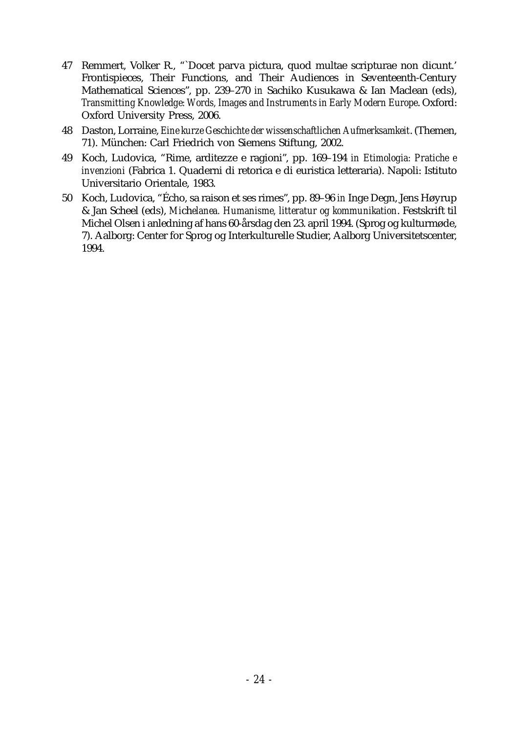47 Remmert, Volker R., "`Docet parva pictura, quod multae scripturae non dicunt.' Frontispieces, Their Functions, and Their Audiences in Seventeenth-Century Mathematical Sciences", pp. 239–270 *in* Sachiko Kusukawa & Ian Maclean (eds), *Transmitting Knowledge: Words, Images and Instruments in Early Modern Europe*. Oxford: Oxford University Press, 2006.

48 Daston, Lorraine, *Eine kurze Geschichte der wissenschaftlichen Aufmerksamkeit*. (Themen, 71). München: Carl Friedrich von Siemens Stiftung, 2002.

49 Koch, Ludovica, "Rime, arditezze e ragioni", pp. 169–194 *in Etimologia: Pratiche e invenzioni* (Fabrica 1. Quaderni di retorica e di euristica letteraria). Napoli: Istituto Universitario Orientale, 1983.

50 Koch, Ludovica, "Écho, sa raison et ses rimes", pp. 89–96 *in* Inge Degn, Jens Høyrup & Jan Scheel (eds), *Michelanea. Humanisme, litteratur og kommunikation*. Festskrift til Michel Olsen i anledning af hans 60-årsdag den 23. april 1994. (Sprog og kulturmøde, 7). Aalborg: Center for Sprog og Interkulturelle Studier, Aalborg Universitetscenter, 1994.